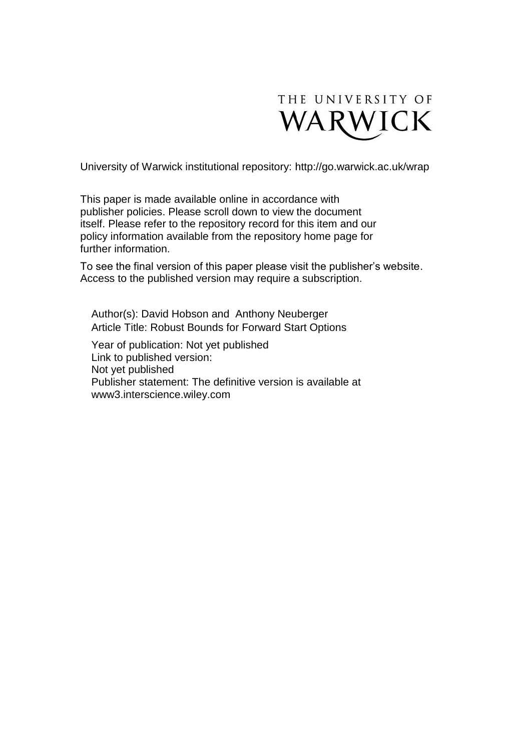THE UNIVERSITY OF WARWICK

University of Warwick institutional repository: http://go.warwick.ac.uk/wrap

This paper is made available online in accordance with publisher policies. Please scroll down to view the document itself. Please refer to the repository record for this item and our policy information available from the repository home page for further information.

To see the final version of this paper please visit the publisher's website. Access to the published version may require a subscription.

Author(s): David Hobson and Anthony Neuberger
Article Title: Robust Bounds for Forward Start Options

Year of publication: Not yet published
Link to published version:
Not yet published
Publisher statement: The definitive version is available at www3.interscience.wiley.com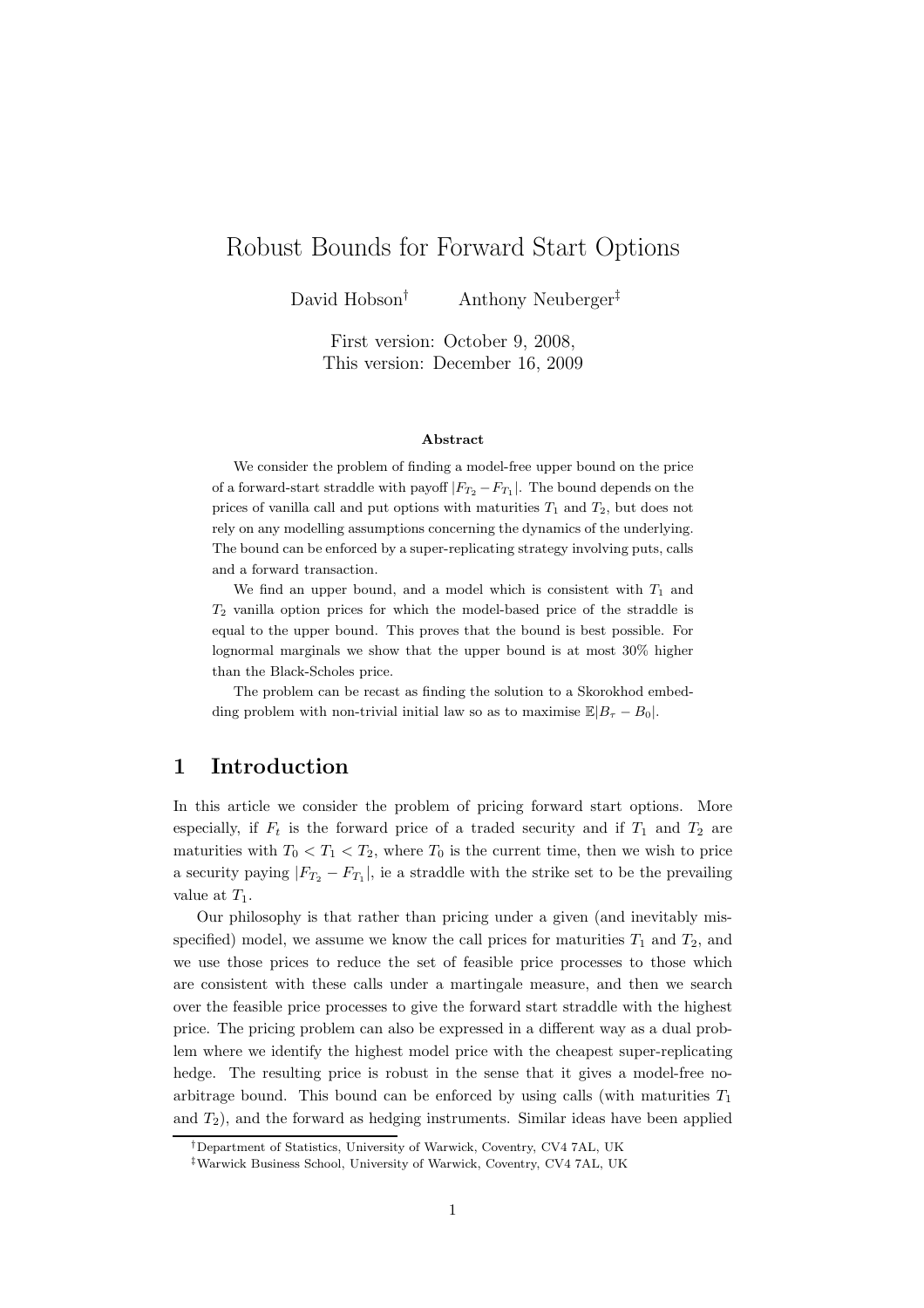# Robust Bounds for Forward Start Options

David Hobson[†] Anthony Neuberger[‡]

First version: October 9, 2008,
This version: December 16, 2009

### Abstract

We consider the problem of finding a model-free upper bound on the price of a forward-start straddle with payoff $|F_{T_2} - F_{T_1}|$. The bound depends on the prices of vanilla call and put options with maturities $T_1$ and $T_2$, but does not rely on any modelling assumptions concerning the dynamics of the underlying. The bound can be enforced by a super-replicating strategy involving puts, calls and a forward transaction.

We find an upper bound, and a model which is consistent with $T_1$ and $T_2$ vanilla option prices for which the model-based price of the straddle is equal to the upper bound. This proves that the bound is best possible. For lognormal marginals we show that the upper bound is at most 30% higher than the Black-Scholes price.

The problem can be recast as finding the solution to a Skorokhod embedding problem with non-trivial initial law so as to maximise $\mathbb{E}|B_\tau - B_0|$.

## 1 Introduction

In this article we consider the problem of pricing forward start options. More especially, if $F_t$ is the forward price of a traded security and if $T_1$ and $T_2$ are maturities with $T_0 < T_1 < T_2$, where $T_0$ is the current time, then we wish to price a security paying $|F_{T_2} - F_{T_1}|$, ie a straddle with the strike set to be the prevailing value at $T_1$.

Our philosophy is that rather than pricing under a given (and inevitably misspecified) model, we assume we know the call prices for maturities $T_1$ and $T_2$, and we use those prices to reduce the set of feasible price processes to those which are consistent with these calls under a martingale measure, and then we search over the feasible price processes to give the forward start straddle with the highest price. The pricing problem can also be expressed in a different way as a dual problem where we identify the highest model price with the cheapest super-replicating hedge. The resulting price is robust in the sense that it gives a model-free no-arbitrage bound. This bound can be enforced by using calls (with maturities $T_1$ and $T_2$), and the forward as hedging instruments. Similar ideas have been applied

[†]Department of Statistics, University of Warwick, Coventry, CV4 7AL, UK
[‡]Warwick Business School, University of Warwick, Coventry, CV4 7AL, UK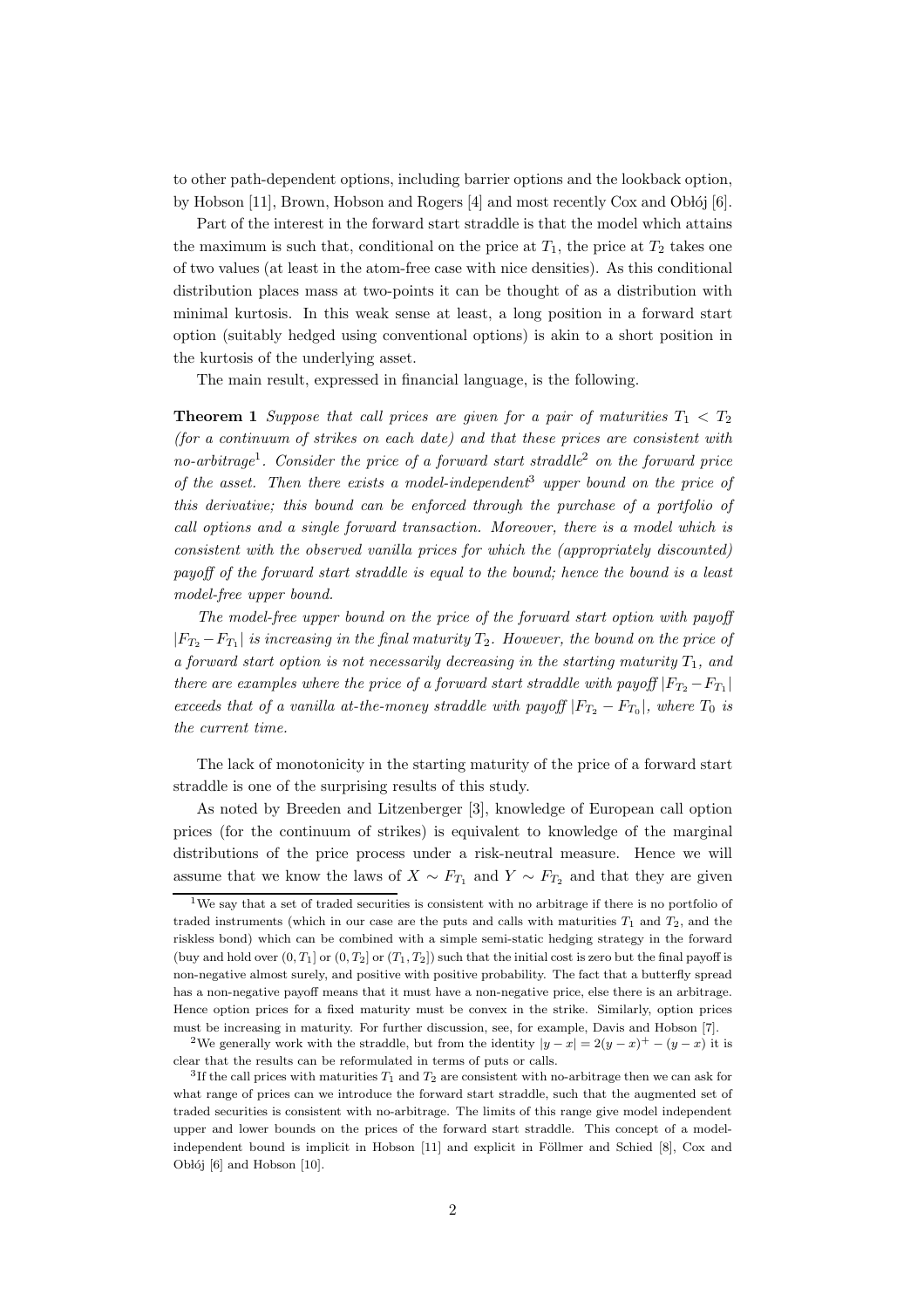to other path-dependent options, including barrier options and the lookback option, by Hobson [11], Brown, Hobson and Rogers [4] and most recently Cox and Obłój [6].

Part of the interest in the forward start straddle is that the model which attains the maximum is such that, conditional on the price at $T_1$, the price at $T_2$ takes one of two values (at least in the atom-free case with nice densities). As this conditional distribution places mass at two-points it can be thought of as a distribution with minimal kurtosis. In this weak sense at least, a long position in a forward start option (suitably hedged using conventional options) is akin to a short position in the kurtosis of the underlying asset.

The main result, expressed in financial language, is the following.

**Theorem 1** *Suppose that call prices are given for a pair of maturities $T_1 < T_2$ (for a continuum of strikes on each date) and that these prices are consistent with no-arbitrage[1]. Consider the price of a forward start straddle[2] on the forward price of the asset. Then there exists a model-independent[3] upper bound on the price of this derivative; this bound can be enforced through the purchase of a portfolio of call options and a single forward transaction. Moreover, there is a model which is consistent with the observed vanilla prices for which the (appropriately discounted) payoff of the forward start straddle is equal to the bound; hence the bound is a least model-free upper bound.*

*The model-free upper bound on the price of the forward start option with payoff $|F_{T_2} - F_{T_1}|$ is increasing in the final maturity $T_2$. However, the bound on the price of a forward start option is not necessarily decreasing in the starting maturity $T_1$, and there are examples where the price of a forward start straddle with payoff $|F_{T_2} - F_{T_1}|$ exceeds that of a vanilla at-the-money straddle with payoff $|F_{T_2} - F_{T_0}|$, where $T_0$ is the current time.*

The lack of monotonicity in the starting maturity of the price of a forward start straddle is one of the surprising results of this study.

As noted by Breeden and Litzenberger [3], knowledge of European call option prices (for the continuum of strikes) is equivalent to knowledge of the marginal distributions of the price process under a risk-neutral measure. Hence we will assume that we know the laws of $X \sim F_{T_1}$ and $Y \sim F_{T_2}$ and that they are given

---

[1] We say that a set of traded securities is consistent with no arbitrage if there is no portfolio of traded instruments (which in our case are the puts and calls with maturities $T_1$ and $T_2$, and the riskless bond) which can be combined with a simple semi-static hedging strategy in the forward (buy and hold over $(0, T_1]$ or $(0, T_2]$ or $(T_1, T_2]$) such that the initial cost is zero but the final payoff is non-negative almost surely, and positive with positive probability. The fact that a butterfly spread has a non-negative payoff means that it must have a non-negative price, else there is an arbitrage. Hence option prices for a fixed maturity must be convex in the strike. Similarly, option prices must be increasing in maturity. For further discussion, see, for example, Davis and Hobson [7].

[2] We generally work with the straddle, but from the identity $|y - x| = 2(y - x)^+ - (y - x)$ it is clear that the results can be reformulated in terms of puts or calls.

[3] If the call prices with maturities $T_1$ and $T_2$ are consistent with no-arbitrage then we can ask for what range of prices can we introduce the forward start straddle, such that the augmented set of traded securities is consistent with no-arbitrage. The limits of this range give model independent upper and lower bounds on the prices of the forward start straddle. This concept of a model-independent bound is implicit in Hobson [11] and explicit in Föllmer and Schied [8], Cox and Obłój [6] and Hobson [10].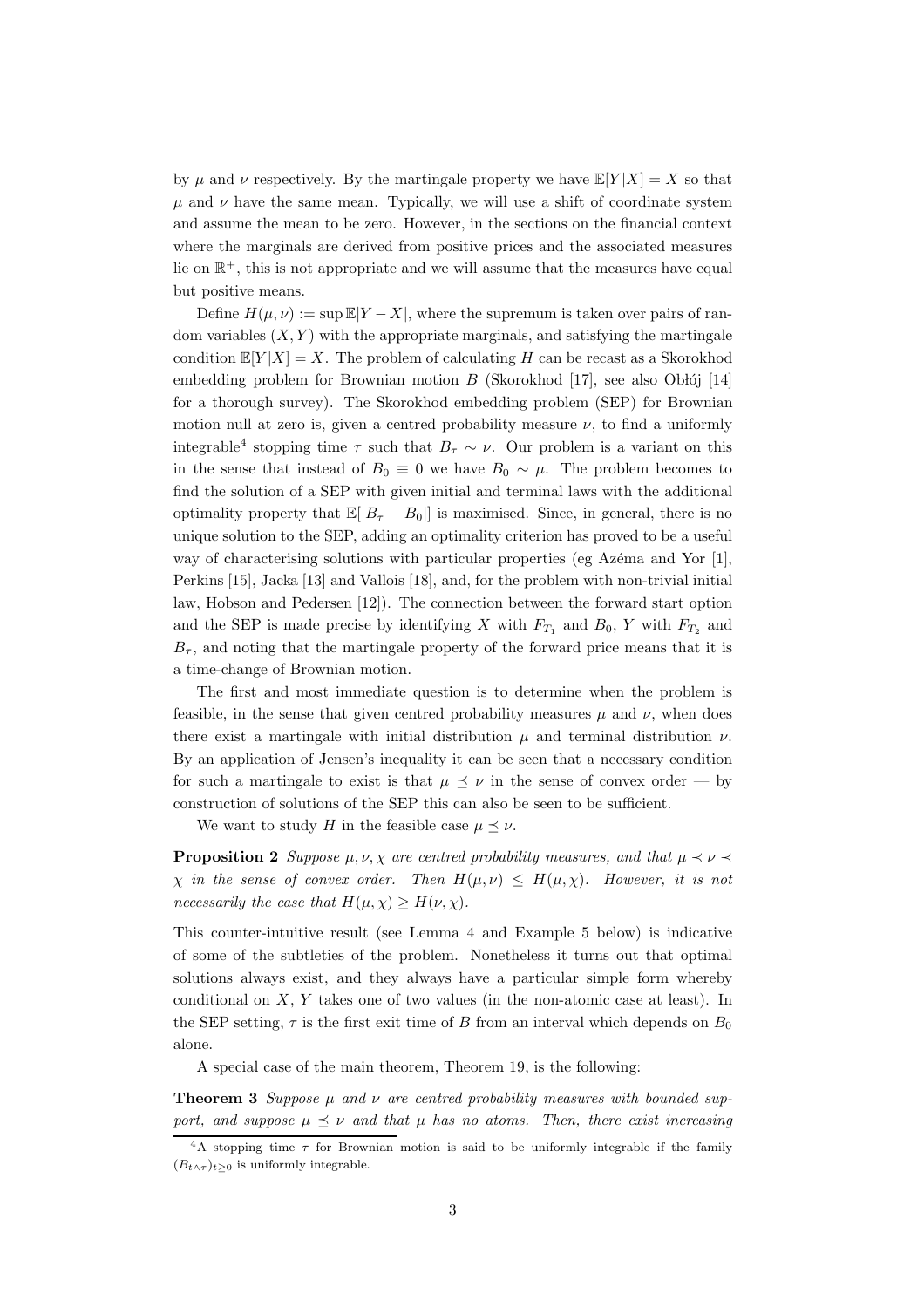by $\mu$ and $\nu$ respectively. By the martingale property we have $\mathbb{E}[Y|X] = X$ so that $\mu$ and $\nu$ have the same mean. Typically, we will use a shift of coordinate system and assume the mean to be zero. However, in the sections on the financial context where the marginals are derived from positive prices and the associated measures lie on $\mathbb{R}^+$, this is not appropriate and we will assume that the measures have equal but positive means.

Define $H(\mu, \nu) := \sup \mathbb{E}|Y - X|$, where the supremum is taken over pairs of random variables $(X, Y)$ with the appropriate marginals, and satisfying the martingale condition $\mathbb{E}[Y|X] = X$. The problem of calculating $H$ can be recast as a Skorokhod embedding problem for Brownian motion $B$ (Skorokhod [17], see also Obłój [14] for a thorough survey). The Skorokhod embedding problem (SEP) for Brownian motion null at zero is, given a centred probability measure $\nu$, to find a uniformly integrable[4] stopping time $\tau$ such that $B_\tau \sim \nu$. Our problem is a variant on this in the sense that instead of $B_0 \equiv 0$ we have $B_0 \sim \mu$. The problem becomes to find the solution of a SEP with given initial and terminal laws with the additional optimality property that $\mathbb{E}[|B_\tau - B_0|]$ is maximised. Since, in general, there is no unique solution to the SEP, adding an optimality criterion has proved to be a useful way of characterising solutions with particular properties (eg Azéma and Yor [1], Perkins [15], Jacka [13] and Vallois [18], and, for the problem with non-trivial initial law, Hobson and Pedersen [12]). The connection between the forward start option and the SEP is made precise by identifying $X$ with $F_{T_1}$ and $B_0$, $Y$ with $F_{T_2}$ and $B_\tau$, and noting that the martingale property of the forward price means that it is a time-change of Brownian motion.

The first and most immediate question is to determine when the problem is feasible, in the sense that given centred probability measures $\mu$ and $\nu$, when does there exist a martingale with initial distribution $\mu$ and terminal distribution $\nu$. By an application of Jensen's inequality it can be seen that a necessary condition for such a martingale to exist is that $\mu \preceq \nu$ in the sense of convex order — by construction of solutions of the SEP this can also be seen to be sufficient.

We want to study $H$ in the feasible case $\mu \preceq \nu$.

**Proposition 2** *Suppose $\mu, \nu, \chi$ are centred probability measures, and that $\mu \prec \nu \prec \chi$ in the sense of convex order. Then $H(\mu, \nu) \leq H(\mu, \chi)$. However, it is not necessarily the case that $H(\mu, \chi) \geq H(\nu, \chi)$.*

This counter-intuitive result (see Lemma 4 and Example 5 below) is indicative of some of the subtleties of the problem. Nonetheless it turns out that optimal solutions always exist, and they always have a particular simple form whereby conditional on $X$, $Y$ takes one of two values (in the non-atomic case at least). In the SEP setting, $\tau$ is the first exit time of $B$ from an interval which depends on $B_0$ alone.

A special case of the main theorem, Theorem 19, is the following:

**Theorem 3** *Suppose $\mu$ and $\nu$ are centred probability measures with bounded support, and suppose $\mu \preceq \nu$ and that $\mu$ has no atoms. Then, there exist increasing*

[4] A stopping time $\tau$ for Brownian motion is said to be uniformly integrable if the family $(B_{t\wedge\tau})_{t\geq 0}$ is uniformly integrable.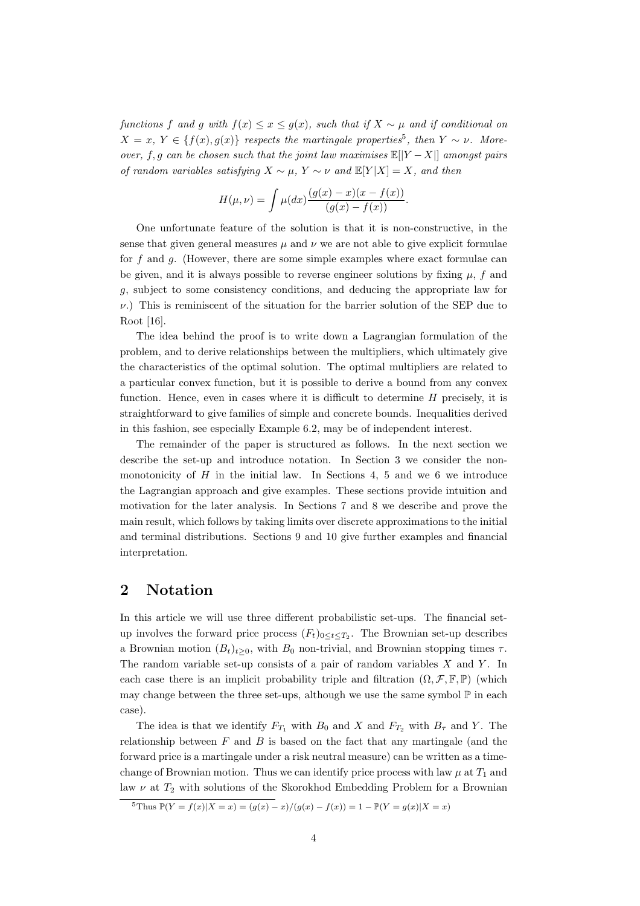*functions $f$ and $g$ with $f(x) \leq x \leq g(x)$, such that if $X \sim \mu$ and if conditional on $X = x$, $Y \in \{f(x), g(x)\}$ respects the martingale properties*[5]*, then $Y \sim \nu$. Moreover, $f, g$ can be chosen such that the joint law maximises $\mathbb{E}[|Y - X|]$ amongst pairs of random variables satisfying $X \sim \mu$, $Y \sim \nu$ and $\mathbb{E}[Y|X] = X$, and then*

$$H(\mu, \nu) = \int \mu(dx) \frac{(g(x) - x)(x - f(x))}{(g(x) - f(x))}.$$

One unfortunate feature of the solution is that it is non-constructive, in the sense that given general measures $\mu$ and $\nu$ we are not able to give explicit formulae for $f$ and $g$. (However, there are some simple examples where exact formulae can be given, and it is always possible to reverse engineer solutions by fixing $\mu$, $f$ and $g$, subject to some consistency conditions, and deducing the appropriate law for $\nu$.) This is reminiscent of the situation for the barrier solution of the SEP due to Root [16].

The idea behind the proof is to write down a Lagrangian formulation of the problem, and to derive relationships between the multipliers, which ultimately give the characteristics of the optimal solution. The optimal multipliers are related to a particular convex function, but it is possible to derive a bound from any convex function. Hence, even in cases where it is difficult to determine $H$ precisely, it is straightforward to give families of simple and concrete bounds. Inequalities derived in this fashion, see especially Example 6.2, may be of independent interest.

The remainder of the paper is structured as follows. In the next section we describe the set-up and introduce notation. In Section 3 we consider the non-monotonicity of $H$ in the initial law. In Sections 4, 5 and we 6 we introduce the Lagrangian approach and give examples. These sections provide intuition and motivation for the later analysis. In Sections 7 and 8 we describe and prove the main result, which follows by taking limits over discrete approximations to the initial and terminal distributions. Sections 9 and 10 give further examples and financial interpretation.

## 2 Notation

In this article we will use three different probabilistic set-ups. The financial set-up involves the forward price process $(F_t)_{0 \leq t \leq T_2}$. The Brownian set-up describes a Brownian motion $(B_t)_{t \geq 0}$, with $B_0$ non-trivial, and Brownian stopping times $\tau$. The random variable set-up consists of a pair of random variables $X$ and $Y$. In each case there is an implicit probability triple and filtration $(\Omega, \mathcal{F}, \mathbb{F}, \mathbb{P})$ (which may change between the three set-ups, although we use the same symbol $\mathbb{P}$ in each case).

The idea is that we identify $F_{T_1}$ with $B_0$ and $X$ and $F_{T_2}$ with $B_\tau$ and $Y$. The relationship between $F$ and $B$ is based on the fact that any martingale (and the forward price is a martingale under a risk neutral measure) can be written as a time-change of Brownian motion. Thus we can identify price process with law $\mu$ at $T_1$ and law $\nu$ at $T_2$ with solutions of the Skorokhod Embedding Problem for a Brownian

[5] Thus $\mathbb{P}(Y = f(x)|X = x) = (g(x) - x)/(g(x) - f(x)) = 1 - \mathbb{P}(Y = g(x)|X = x)$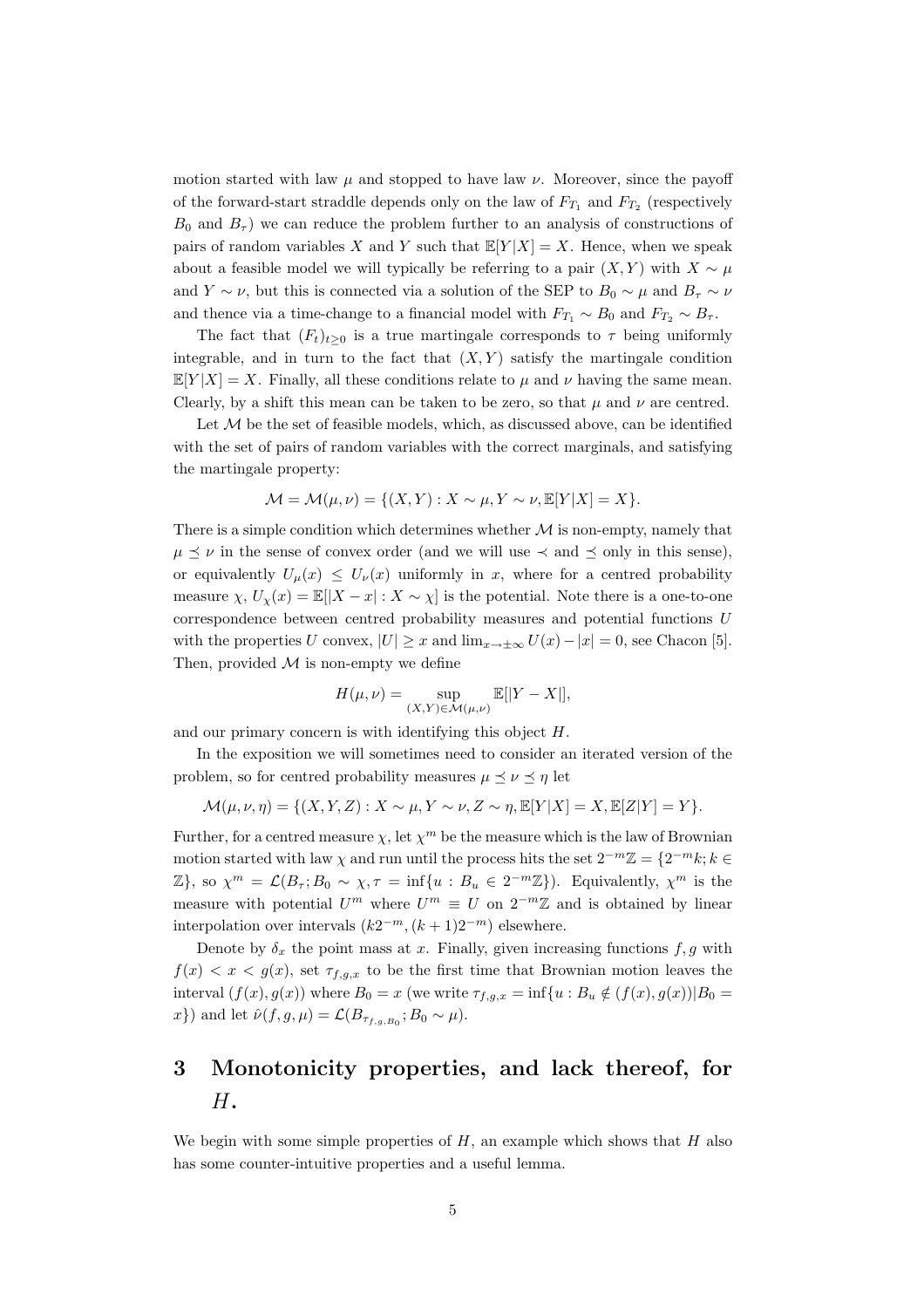motion started with law $\mu$ and stopped to have law $\nu$. Moreover, since the payoff of the forward-start straddle depends only on the law of $F_{T_1}$ and $F_{T_2}$ (respectively $B_0$ and $B_\tau$) we can reduce the problem further to an analysis of constructions of pairs of random variables $X$ and $Y$ such that $\mathbb{E}[Y|X] = X$. Hence, when we speak about a feasible model we will typically be referring to a pair $(X, Y)$ with $X \sim \mu$ and $Y \sim \nu$, but this is connected via a solution of the SEP to $B_0 \sim \mu$ and $B_\tau \sim \nu$ and thence via a time-change to a financial model with $F_{T_1} \sim B_0$ and $F_{T_2} \sim B_\tau$.

The fact that $(F_t)_{t\geq 0}$ is a true martingale corresponds to $\tau$ being uniformly integrable, and in turn to the fact that $(X, Y)$ satisfy the martingale condition $\mathbb{E}[Y|X] = X$. Finally, all these conditions relate to $\mu$ and $\nu$ having the same mean. Clearly, by a shift this mean can be taken to be zero, so that $\mu$ and $\nu$ are centred.

Let $\mathcal{M}$ be the set of feasible models, which, as discussed above, can be identified with the set of pairs of random variables with the correct marginals, and satisfying the martingale property:

$$\mathcal{M} = \mathcal{M}(\mu, \nu) = \{(X, Y) : X \sim \mu, Y \sim \nu, \mathbb{E}[Y|X] = X\}.$$

There is a simple condition which determines whether $\mathcal{M}$ is non-empty, namely that $\mu \preceq \nu$ in the sense of convex order (and we will use $\prec$ and $\preceq$ only in this sense), or equivalently $U_\mu(x) \leq U_\nu(x)$ uniformly in $x$, where for a centred probability measure $\chi$, $U_\chi(x) = \mathbb{E}[|X - x| : X \sim \chi]$ is the potential. Note there is a one-to-one correspondence between centred probability measures and potential functions $U$ with the properties $U$ convex, $|U| \geq x$ and $\lim_{x\to\pm\infty} U(x) - |x| = 0$, see Chacon [5]. Then, provided $\mathcal{M}$ is non-empty we define

$$H(\mu, \nu) = \sup_{(X,Y)\in\mathcal{M}(\mu,\nu)} \mathbb{E}[|Y - X|],$$

and our primary concern is with identifying this object $H$.

In the exposition we will sometimes need to consider an iterated version of the problem, so for centred probability measures $\mu \preceq \nu \preceq \eta$ let

$$\mathcal{M}(\mu, \nu, \eta) = \{(X, Y, Z) : X \sim \mu, Y \sim \nu, Z \sim \eta, \mathbb{E}[Y|X] = X, \mathbb{E}[Z|Y] = Y\}.$$

Further, for a centred measure $\chi$, let $\chi^m$ be the measure which is the law of Brownian motion started with law $\chi$ and run until the process hits the set $2^{-m}\mathbb{Z} = \{2^{-m}k; k \in \mathbb{Z}\}$, so $\chi^m = \mathcal{L}(B_\tau; B_0 \sim \chi, \tau = \inf\{u : B_u \in 2^{-m}\mathbb{Z}\})$. Equivalently, $\chi^m$ is the measure with potential $U^m$ where $U^m \equiv U$ on $2^{-m}\mathbb{Z}$ and is obtained by linear interpolation over intervals $(k2^{-m}, (k+1)2^{-m})$ elsewhere.

Denote by $\delta_x$ the point mass at $x$. Finally, given increasing functions $f, g$ with $f(x) < x < g(x)$, set $\tau_{f,g,x}$ to be the first time that Brownian motion leaves the interval $(f(x), g(x))$ where $B_0 = x$ (we write $\tau_{f,g,x} = \inf\{u : B_u \notin (f(x), g(x)) | B_0 = x\}$) and let $\hat{\nu}(f, g, \mu) = \mathcal{L}(B_{\tau_{f,g,B_0}}; B_0 \sim \mu)$.

# 3 Monotonicity properties, and lack thereof, for $H$.

We begin with some simple properties of $H$, an example which shows that $H$ also has some counter-intuitive properties and a useful lemma.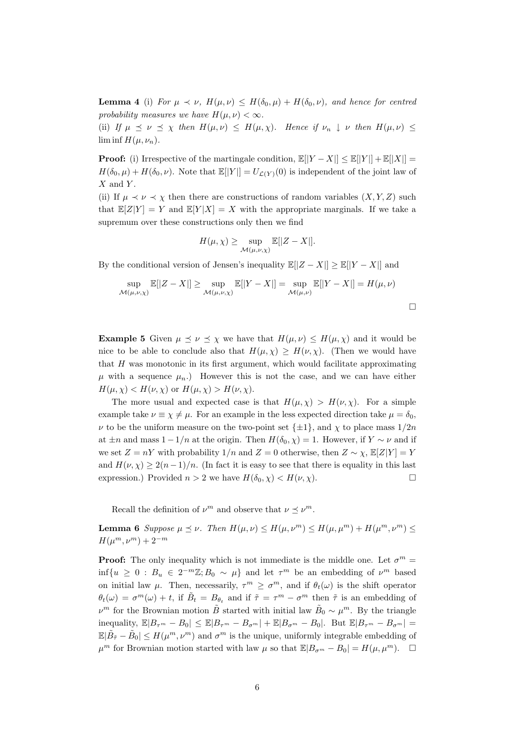**Lemma 4** (i) *For $\mu \prec \nu$, $H(\mu,\nu) \leq H(\delta_0,\mu) + H(\delta_0,\nu)$, and hence for centred probability measures we have $H(\mu,\nu) < \infty$.*

(ii) *If $\mu \preceq \nu \preceq \chi$ then $H(\mu,\nu) \leq H(\mu,\chi)$. Hence if $\nu_n \downarrow \nu$ then $H(\mu,\nu) \leq \liminf H(\mu,\nu_n)$.*

**Proof:** (i) Irrespective of the martingale condition, $\mathbb{E}[|Y-X|] \leq \mathbb{E}[|Y|] + \mathbb{E}[|X|] = H(\delta_0,\mu) + H(\delta_0,\nu)$. Note that $\mathbb{E}[|Y|] = U_{\mathcal{L}(Y)}(0)$ is independent of the joint law of $X$ and $Y$.

(ii) If $\mu \prec \nu \prec \chi$ then there are constructions of random variables $(X,Y,Z)$ such that $\mathbb{E}[Z|Y] = Y$ and $\mathbb{E}[Y|X] = X$ with the appropriate marginals. If we take a supremum over these constructions only then we find

$$H(\mu,\chi) \geq \sup_{\mathcal{M}(\mu,\nu,\chi)} \mathbb{E}[|Z-X|].$$

By the conditional version of Jensen's inequality $\mathbb{E}[|Z-X|] \geq \mathbb{E}[|Y-X|]$ and

$$\sup_{\mathcal{M}(\mu,\nu,\chi)} \mathbb{E}[|Z-X|] \geq \sup_{\mathcal{M}(\mu,\nu,\chi)} \mathbb{E}[|Y-X|] = \sup_{\mathcal{M}(\mu,\nu)} \mathbb{E}[|Y-X|] = H(\mu,\nu)$$

$\square$

**Example 5** Given $\mu \preceq \nu \preceq \chi$ we have that $H(\mu,\nu) \leq H(\mu,\chi)$ and it would be nice to be able to conclude also that $H(\mu,\chi) \geq H(\nu,\chi)$. (Then we would have that $H$ was monotonic in its first argument, which would facilitate approximating $\mu$ with a sequence $\mu_n$.) However this is not the case, and we can have either $H(\mu,\chi) < H(\nu,\chi)$ or $H(\mu,\chi) > H(\nu,\chi)$.

The more usual and expected case is that $H(\mu,\chi) > H(\nu,\chi)$. For a simple example take $\nu \equiv \chi \neq \mu$. For an example in the less expected direction take $\mu = \delta_0$, $\nu$ to be the uniform measure on the two-point set $\{\pm 1\}$, and $\chi$ to place mass $1/2n$ at $\pm n$ and mass $1-1/n$ at the origin. Then $H(\delta_0,\chi) = 1$. However, if $Y \sim \nu$ and if we set $Z = nY$ with probability $1/n$ and $Z = 0$ otherwise, then $Z \sim \chi$, $\mathbb{E}[Z|Y] = Y$ and $H(\nu,\chi) \geq 2(n-1)/n$. (In fact it is easy to see that there is equality in this last expression.) Provided $n > 2$ we have $H(\delta_0,\chi) < H(\nu,\chi)$. $\square$

Recall the definition of $\nu^m$ and observe that $\nu \preceq \nu^m$.

**Lemma 6** *Suppose $\mu \preceq \nu$. Then $H(\mu,\nu) \leq H(\mu,\nu^m) \leq H(\mu,\mu^m) + H(\mu^m,\nu^m) \leq H(\mu^m,\nu^m) + 2^{-m}$*

**Proof:** The only inequality which is not immediate is the middle one. Let $\sigma^m = \inf\{u \geq 0 : B_u \in 2^{-m}\mathbb{Z}; B_0 \sim \mu\}$ and let $\tau^m$ be an embedding of $\nu^m$ based on initial law $\mu$. Then, necessarily, $\tau^m \geq \sigma^m$, and if $\theta_t(\omega)$ is the shift operator $\theta_t(\omega) = \sigma^m(\omega) + t$, if $\tilde{B}_t = B_{\theta_t}$ and if $\tilde{\tau} = \tau^m - \sigma^m$ then $\tilde{\tau}$ is an embedding of $\nu^m$ for the Brownian motion $\tilde{B}$ started with initial law $\tilde{B}_0 \sim \mu^m$. By the triangle inequality, $\mathbb{E}|B_{\tau^m} - B_0| \leq \mathbb{E}|B_{\tau^m} - B_{\sigma^m}| + \mathbb{E}|B_{\sigma^m} - B_0|$. But $\mathbb{E}|B_{\tau^m} - B_{\sigma^m}| = \mathbb{E}|\tilde{B}_{\tilde{\tau}} - \tilde{B}_0| \leq H(\mu^m,\nu^m)$ and $\sigma^m$ is the unique, uniformly integrable embedding of $\mu^m$ for Brownian motion started with law $\mu$ so that $\mathbb{E}|B_{\sigma^m} - B_0| = H(\mu,\mu^m)$. $\square$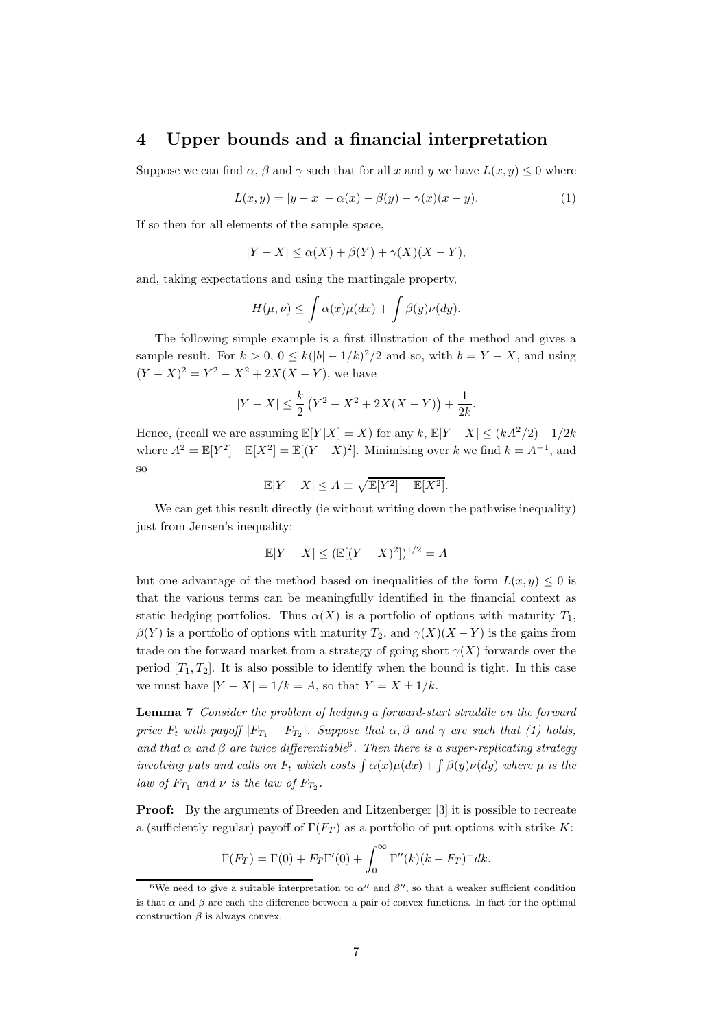## 4 Upper bounds and a financial interpretation

Suppose we can find $\alpha$, $\beta$ and $\gamma$ such that for all $x$ and $y$ we have $L(x, y) \leq 0$ where

$$L(x, y) = |y - x| - \alpha(x) - \beta(y) - \gamma(x)(x - y). \tag{1}$$

If so then for all elements of the sample space,

$$|Y - X| \leq \alpha(X) + \beta(Y) + \gamma(X)(X - Y),$$

and, taking expectations and using the martingale property,

$$H(\mu, \nu) \leq \int \alpha(x)\mu(dx) + \int \beta(y)\nu(dy).$$

The following simple example is a first illustration of the method and gives a sample result. For $k > 0$, $0 \leq k(|b| - 1/k)^2/2$ and so, with $b = Y - X$, and using $(Y - X)^2 = Y^2 - X^2 + 2X(X - Y)$, we have

$$|Y - X| \leq \frac{k}{2}\left(Y^2 - X^2 + 2X(X - Y)\right) + \frac{1}{2k}.$$

Hence, (recall we are assuming $\mathbb{E}[Y|X] = X$) for any $k$, $\mathbb{E}|Y - X| \leq (kA^2/2) + 1/2k$ where $A^2 = \mathbb{E}[Y^2] - \mathbb{E}[X^2] = \mathbb{E}[(Y - X)^2]$. Minimising over $k$ we find $k = A^{-1}$, and so

$$\mathbb{E}|Y - X| \leq A \equiv \sqrt{\mathbb{E}[Y^2] - \mathbb{E}[X^2]}.$$

We can get this result directly (ie without writing down the pathwise inequality) just from Jensen's inequality:

$$\mathbb{E}|Y - X| \leq (\mathbb{E}[(Y - X)^2])^{1/2} = A$$

but one advantage of the method based on inequalities of the form $L(x, y) \leq 0$ is that the various terms can be meaningfully identified in the financial context as static hedging portfolios. Thus $\alpha(X)$ is a portfolio of options with maturity $T_1$, $\beta(Y)$ is a portfolio of options with maturity $T_2$, and $\gamma(X)(X - Y)$ is the gains from trade on the forward market from a strategy of going short $\gamma(X)$ forwards over the period $[T_1, T_2]$. It is also possible to identify when the bound is tight. In this case we must have $|Y - X| = 1/k = A$, so that $Y = X \pm 1/k$.

**Lemma 7** *Consider the problem of hedging a forward-start straddle on the forward price $F_t$ with payoff $|F_{T_1} - F_{T_2}|$. Suppose that $\alpha, \beta$ and $\gamma$ are such that (1) holds, and that $\alpha$ and $\beta$ are twice differentiable[6]. Then there is a super-replicating strategy involving puts and calls on $F_t$ which costs $\int \alpha(x)\mu(dx) + \int \beta(y)\nu(dy)$ where $\mu$ is the law of $F_{T_1}$ and $\nu$ is the law of $F_{T_2}$.*

**Proof:** By the arguments of Breeden and Litzenberger [3] it is possible to recreate a (sufficiently regular) payoff of $\Gamma(F_T)$ as a portfolio of put options with strike $K$:

$$\Gamma(F_T) = \Gamma(0) + F_T\Gamma'(0) + \int_0^\infty \Gamma''(k)(k - F_T)^+ dk.$$

[6]We need to give a suitable interpretation to $\alpha''$ and $\beta''$, so that a weaker sufficient condition is that $\alpha$ and $\beta$ are each the difference between a pair of convex functions. In fact for the optimal construction $\beta$ is always convex.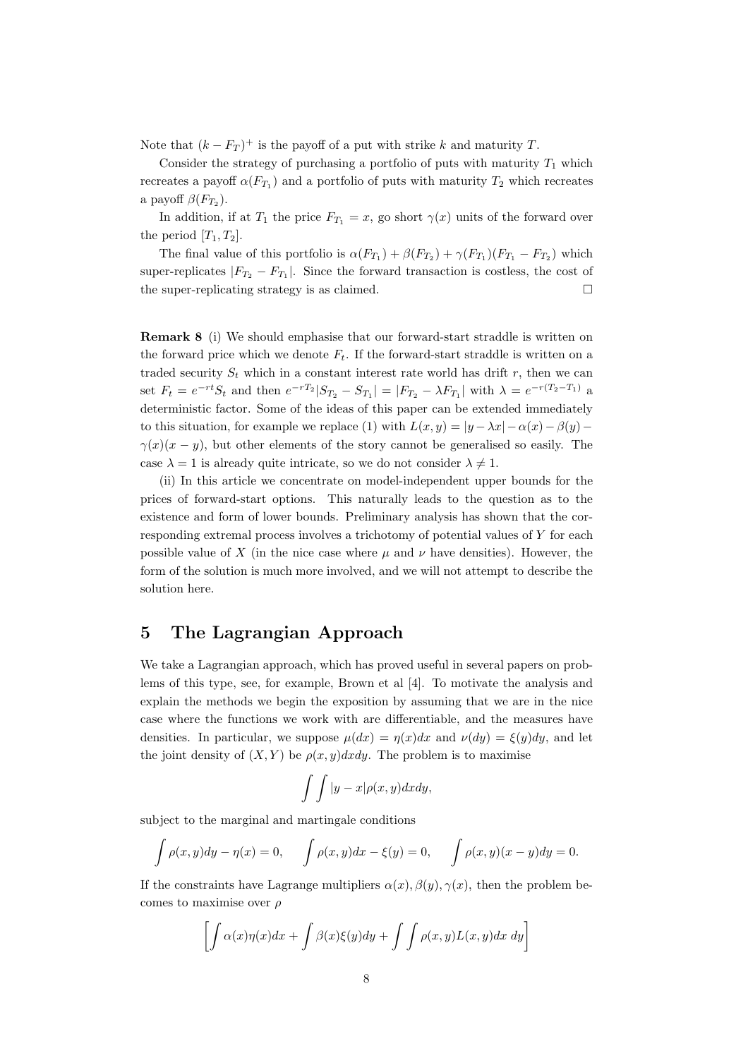Note that $(k - F_T)^+$ is the payoff of a put with strike $k$ and maturity $T$.

Consider the strategy of purchasing a portfolio of puts with maturity $T_1$ which recreates a payoff $\alpha(F_{T_1})$ and a portfolio of puts with maturity $T_2$ which recreates a payoff $\beta(F_{T_2})$.

In addition, if at $T_1$ the price $F_{T_1} = x$, go short $\gamma(x)$ units of the forward over the period $[T_1, T_2]$.

The final value of this portfolio is $\alpha(F_{T_1}) + \beta(F_{T_2}) + \gamma(F_{T_1})(F_{T_1} - F_{T_2})$ which super-replicates $|F_{T_2} - F_{T_1}|$. Since the forward transaction is costless, the cost of the super-replicating strategy is as claimed. □

**Remark 8** (i) We should emphasise that our forward-start straddle is written on the forward price which we denote $F_t$. If the forward-start straddle is written on a traded security $S_t$ which in a constant interest rate world has drift $r$, then we can set $F_t = e^{-rt} S_t$ and then $e^{-rT_2}|S_{T_2} - S_{T_1}| = |F_{T_2} - \lambda F_{T_1}|$ with $\lambda = e^{-r(T_2 - T_1)}$ a deterministic factor. Some of the ideas of this paper can be extended immediately to this situation, for example we replace (1) with $L(x, y) = |y - \lambda x| - \alpha(x) - \beta(y) - \gamma(x)(x - y)$, but other elements of the story cannot be generalised so easily. The case $\lambda = 1$ is already quite intricate, so we do not consider $\lambda \neq 1$.

(ii) In this article we concentrate on model-independent upper bounds for the prices of forward-start options. This naturally leads to the question as to the existence and form of lower bounds. Preliminary analysis has shown that the corresponding extremal process involves a trichotomy of potential values of $Y$ for each possible value of $X$ (in the nice case where $\mu$ and $\nu$ have densities). However, the form of the solution is much more involved, and we will not attempt to describe the solution here.

## 5 The Lagrangian Approach

We take a Lagrangian approach, which has proved useful in several papers on problems of this type, see, for example, Brown et al [4]. To motivate the analysis and explain the methods we begin the exposition by assuming that we are in the nice case where the functions we work with are differentiable, and the measures have densities. In particular, we suppose $\mu(dx) = \eta(x)dx$ and $\nu(dy) = \xi(y)dy$, and let the joint density of $(X, Y)$ be $\rho(x, y)dxdy$. The problem is to maximise

$$\int \int |y - x| \rho(x, y) dx dy,$$

subject to the marginal and martingale conditions

$$\int \rho(x, y) dy - \eta(x) = 0, \qquad \int \rho(x, y) dx - \xi(y) = 0, \qquad \int \rho(x, y)(x - y) dy = 0.$$

If the constraints have Lagrange multipliers $\alpha(x), \beta(y), \gamma(x)$, then the problem becomes to maximise over $\rho$

$$\left[ \int \alpha(x)\eta(x)dx + \int \beta(x)\xi(y)dy + \int \int \rho(x, y)L(x, y)dx\ dy \right]$$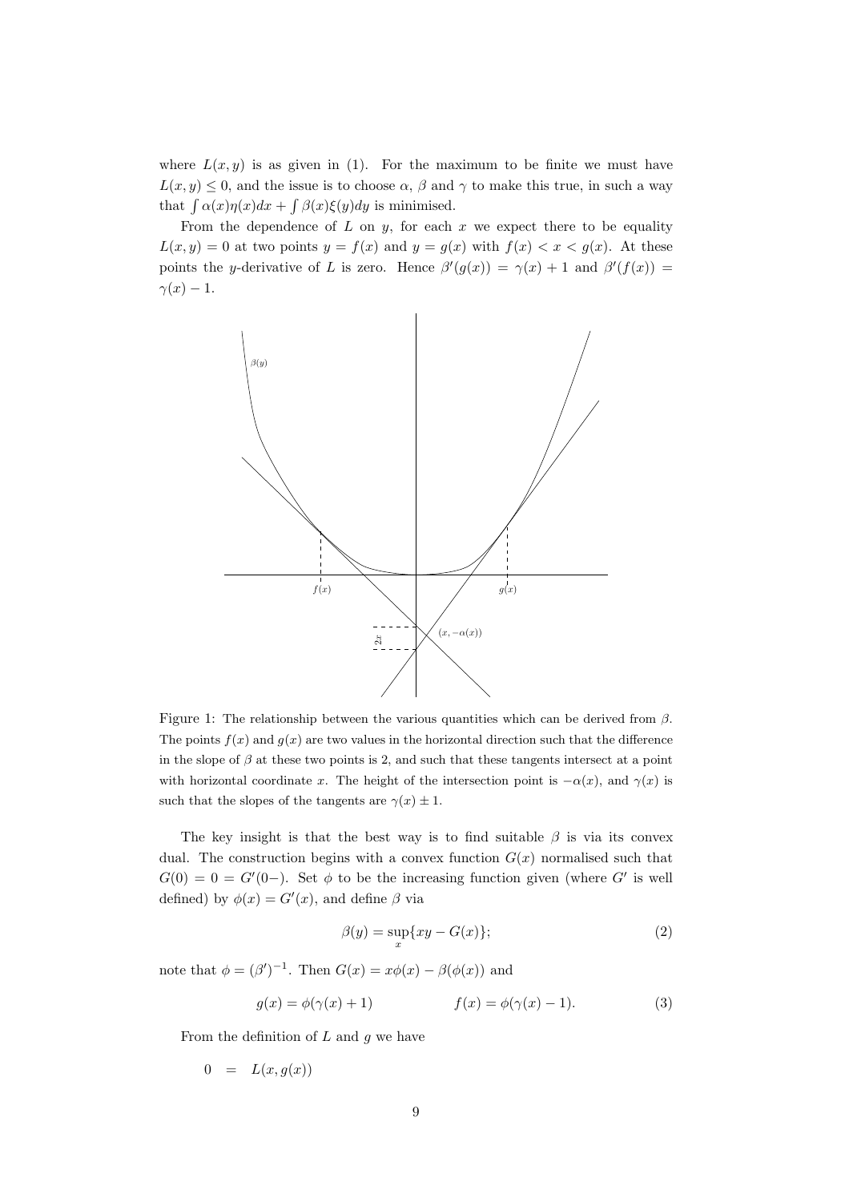where $L(x, y)$ is as given in (1). For the maximum to be finite we must have $L(x, y) \leq 0$, and the issue is to choose $\alpha$, $\beta$ and $\gamma$ to make this true, in such a way that $\int \alpha(x)\eta(x)dx + \int \beta(x)\xi(y)dy$ is minimised.

From the dependence of $L$ on $y$, for each $x$ we expect there to be equality $L(x, y) = 0$ at two points $y = f(x)$ and $y = g(x)$ with $f(x) < x < g(x)$. At these points the $y$-derivative of $L$ is zero. Hence $\beta'(g(x)) = \gamma(x) + 1$ and $\beta'(f(x)) = \gamma(x) - 1$.

Figure 1: The relationship between the various quantities which can be derived from $\beta$. The points $f(x)$ and $g(x)$ are two values in the horizontal direction such that the difference in the slope of $\beta$ at these two points is 2, and such that these tangents intersect at a point with horizontal coordinate $x$. The height of the intersection point is $-\alpha(x)$, and $\gamma(x)$ is such that the slopes of the tangents are $\gamma(x) \pm 1$.

The key insight is that the best way is to find suitable $\beta$ is via its convex dual. The construction begins with a convex function $G(x)$ normalised such that $G(0) = 0 = G'(0-)$. Set $\phi$ to be the increasing function given (where $G'$ is well defined) by $\phi(x) = G'(x)$, and define $\beta$ via

$$\beta(y) = \sup_x \{xy - G(x)\}; \tag{2}$$

note that $\phi = (\beta')^{-1}$. Then $G(x) = x\phi(x) - \beta(\phi(x))$ and

$$g(x) = \phi(\gamma(x) + 1) \qquad\qquad f(x) = \phi(\gamma(x) - 1). \tag{3}$$

From the definition of $L$ and $g$ we have

$$0 \quad = \quad L(x, g(x))$$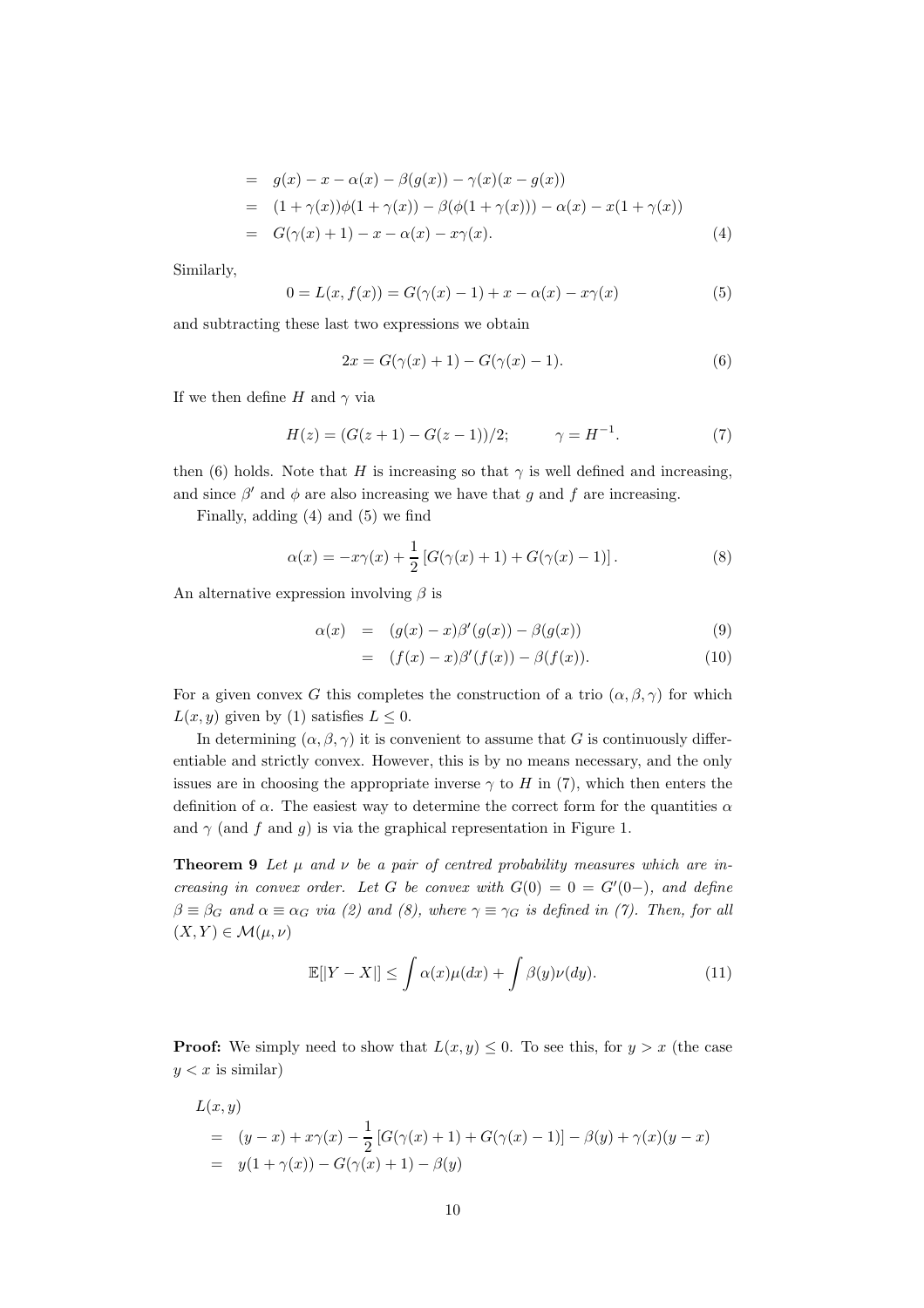$$
\begin{aligned}
&= g(x) - x - \alpha(x) - \beta(g(x)) - \gamma(x)(x - g(x)) \\
&= (1+\gamma(x))\phi(1+\gamma(x)) - \beta(\phi(1+\gamma(x))) - \alpha(x) - x(1+\gamma(x)) \\
&= G(\gamma(x)+1) - x - \alpha(x) - x\gamma(x). \qquad (4)
\end{aligned}
$$

Similarly,

$$
0 = L(x, f(x)) = G(\gamma(x) - 1) + x - \alpha(x) - x\gamma(x) \qquad (5)
$$

and subtracting these last two expressions we obtain

$$
2x = G(\gamma(x)+1) - G(\gamma(x)-1). \qquad (6)
$$

If we then define $H$ and $\gamma$ via

$$
H(z) = (G(z+1) - G(z-1))/2; \qquad \gamma = H^{-1}. \qquad (7)
$$

then (6) holds. Note that $H$ is increasing so that $\gamma$ is well defined and increasing, and since $\beta'$ and $\phi$ are also increasing we have that $g$ and $f$ are increasing.

Finally, adding (4) and (5) we find

$$
\alpha(x) = -x\gamma(x) + \frac{1}{2}\left[G(\gamma(x)+1) + G(\gamma(x)-1)\right]. \qquad (8)
$$

An alternative expression involving $\beta$ is

$$
\begin{aligned}
\alpha(x) &= (g(x) - x)\beta'(g(x)) - \beta(g(x)) \qquad (9) \\
&= (f(x) - x)\beta'(f(x)) - \beta(f(x)). \qquad (10)
\end{aligned}
$$

For a given convex $G$ this completes the construction of a trio $(\alpha, \beta, \gamma)$ for which $L(x, y)$ given by (1) satisfies $L \leq 0$.

In determining $(\alpha, \beta, \gamma)$ it is convenient to assume that $G$ is continuously differentiable and strictly convex. However, this is by no means necessary, and the only issues are in choosing the appropriate inverse $\gamma$ to $H$ in (7), which then enters the definition of $\alpha$. The easiest way to determine the correct form for the quantities $\alpha$ and $\gamma$ (and $f$ and $g$) is via the graphical representation in Figure 1.

**Theorem 9** *Let $\mu$ and $\nu$ be a pair of centred probability measures which are increasing in convex order. Let $G$ be convex with $G(0) = 0 = G'(0-)$, and define $\beta \equiv \beta_G$ and $\alpha \equiv \alpha_G$ via (2) and (8), where $\gamma \equiv \gamma_G$ is defined in (7). Then, for all $(X, Y) \in \mathcal{M}(\mu, \nu)$*

$$
\mathbb{E}[|Y - X|] \leq \int \alpha(x)\mu(dx) + \int \beta(y)\nu(dy). \qquad (11)
$$

**Proof:** We simply need to show that $L(x, y) \leq 0$. To see this, for $y > x$ (the case $y < x$ is similar)

$$
\begin{aligned}
&L(x, y) \\
&= (y - x) + x\gamma(x) - \frac{1}{2}\left[G(\gamma(x)+1) + G(\gamma(x)-1)\right] - \beta(y) + \gamma(x)(y - x) \\
&= y(1+\gamma(x)) - G(\gamma(x)+1) - \beta(y)
\end{aligned}
$$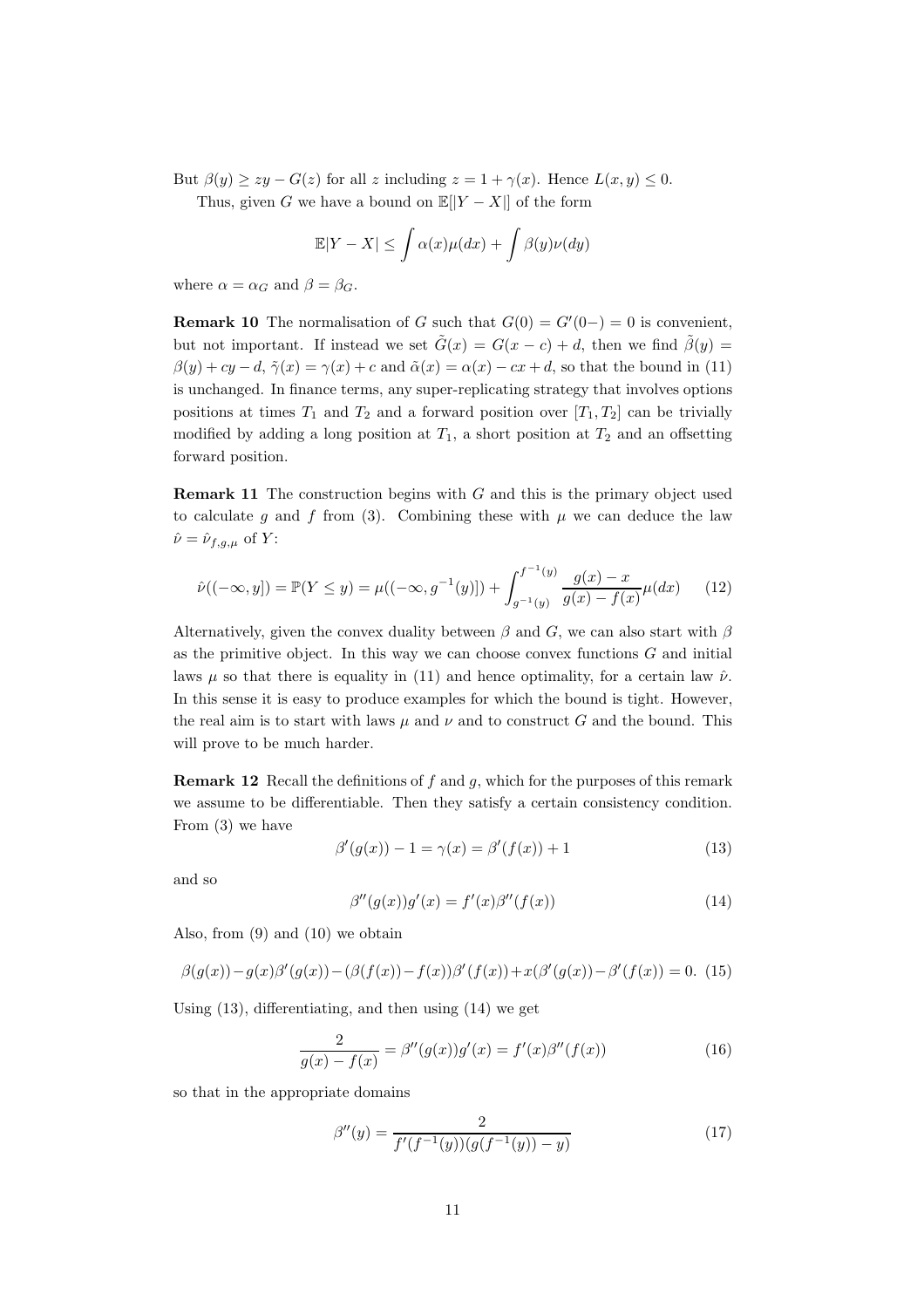But $\beta(y) \geq zy - G(z)$ for all $z$ including $z = 1 + \gamma(x)$. Hence $L(x, y) \leq 0$.

Thus, given $G$ we have a bound on $\mathbb{E}[|Y - X|]$ of the form

$$\mathbb{E}|Y - X| \leq \int \alpha(x)\mu(dx) + \int \beta(y)\nu(dy)$$

where $\alpha = \alpha_G$ and $\beta = \beta_G$.

**Remark 10** The normalisation of $G$ such that $G(0) = G'(0-) = 0$ is convenient, but not important. If instead we set $\tilde{G}(x) = G(x - c) + d$, then we find $\tilde{\beta}(y) = \beta(y) + cy - d$, $\tilde{\gamma}(x) = \gamma(x) + c$ and $\tilde{\alpha}(x) = \alpha(x) - cx + d$, so that the bound in (11) is unchanged. In finance terms, any super-replicating strategy that involves options positions at times $T_1$ and $T_2$ and a forward position over $[T_1, T_2]$ can be trivially modified by adding a long position at $T_1$, a short position at $T_2$ and an offsetting forward position.

**Remark 11** The construction begins with $G$ and this is the primary object used to calculate $g$ and $f$ from (3). Combining these with $\mu$ we can deduce the law $\hat{\nu} = \hat{\nu}_{f,g,\mu}$ of $Y$:

$$\hat{\nu}((-\infty, y]) = \mathbb{P}(Y \leq y) = \mu((-\infty, g^{-1}(y)]) + \int_{g^{-1}(y)}^{f^{-1}(y)} \frac{g(x) - x}{g(x) - f(x)} \mu(dx) \tag{12}$$

Alternatively, given the convex duality between $\beta$ and $G$, we can also start with $\beta$ as the primitive object. In this way we can choose convex functions $G$ and initial laws $\mu$ so that there is equality in (11) and hence optimality, for a certain law $\hat{\nu}$. In this sense it is easy to produce examples for which the bound is tight. However, the real aim is to start with laws $\mu$ and $\nu$ and to construct $G$ and the bound. This will prove to be much harder.

**Remark 12** Recall the definitions of $f$ and $g$, which for the purposes of this remark we assume to be differentiable. Then they satisfy a certain consistency condition. From (3) we have

$$\beta'(g(x)) - 1 = \gamma(x) = \beta'(f(x)) + 1 \tag{13}$$

and so

$$\beta''(g(x))g'(x) = f'(x)\beta''(f(x)) \tag{14}$$

Also, from (9) and (10) we obtain

$$\beta(g(x)) - g(x)\beta'(g(x)) - (\beta(f(x)) - f(x))\beta'(f(x)) + x(\beta'(g(x)) - \beta'(f(x)) = 0. \tag{15}$$

Using (13), differentiating, and then using (14) we get

$$\frac{2}{g(x) - f(x)} = \beta''(g(x))g'(x) = f'(x)\beta''(f(x)) \tag{16}$$

so that in the appropriate domains

$$\beta''(y) = \frac{2}{f'(f^{-1}(y))(g(f^{-1}(y)) - y)} \tag{17}$$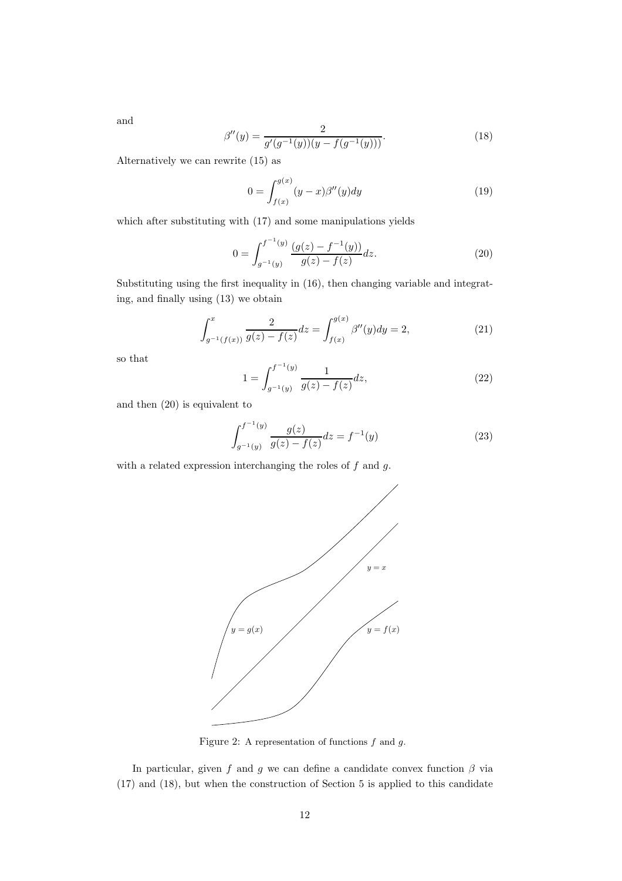and

$$\beta''(y) = \frac{2}{g'(g^{-1}(y))(y - f(g^{-1}(y)))}. \tag{18}$$

Alternatively we can rewrite (15) as

$$0 = \int_{f(x)}^{g(x)} (y - x)\beta''(y)dy \tag{19}$$

which after substituting with (17) and some manipulations yields

$$0 = \int_{g^{-1}(y)}^{f^{-1}(y)} \frac{(g(z) - f^{-1}(y))}{g(z) - f(z)} dz. \tag{20}$$

Substituting using the first inequality in (16), then changing variable and integrating, and finally using (13) we obtain

$$\int_{g^{-1}(f(x))}^{x} \frac{2}{g(z) - f(z)} dz = \int_{f(x)}^{g(x)} \beta''(y)dy = 2, \tag{21}$$

so that

$$1 = \int_{g^{-1}(y)}^{f^{-1}(y)} \frac{1}{g(z) - f(z)} dz, \tag{22}$$

and then (20) is equivalent to

$$\int_{g^{-1}(y)}^{f^{-1}(y)} \frac{g(z)}{g(z) - f(z)} dz = f^{-1}(y) \tag{23}$$

with a related expression interchanging the roles of $f$ and $g$.

Figure 2: A representation of functions $f$ and $g$.

In particular, given $f$ and $g$ we can define a candidate convex function $\beta$ via (17) and (18), but when the construction of Section 5 is applied to this candidate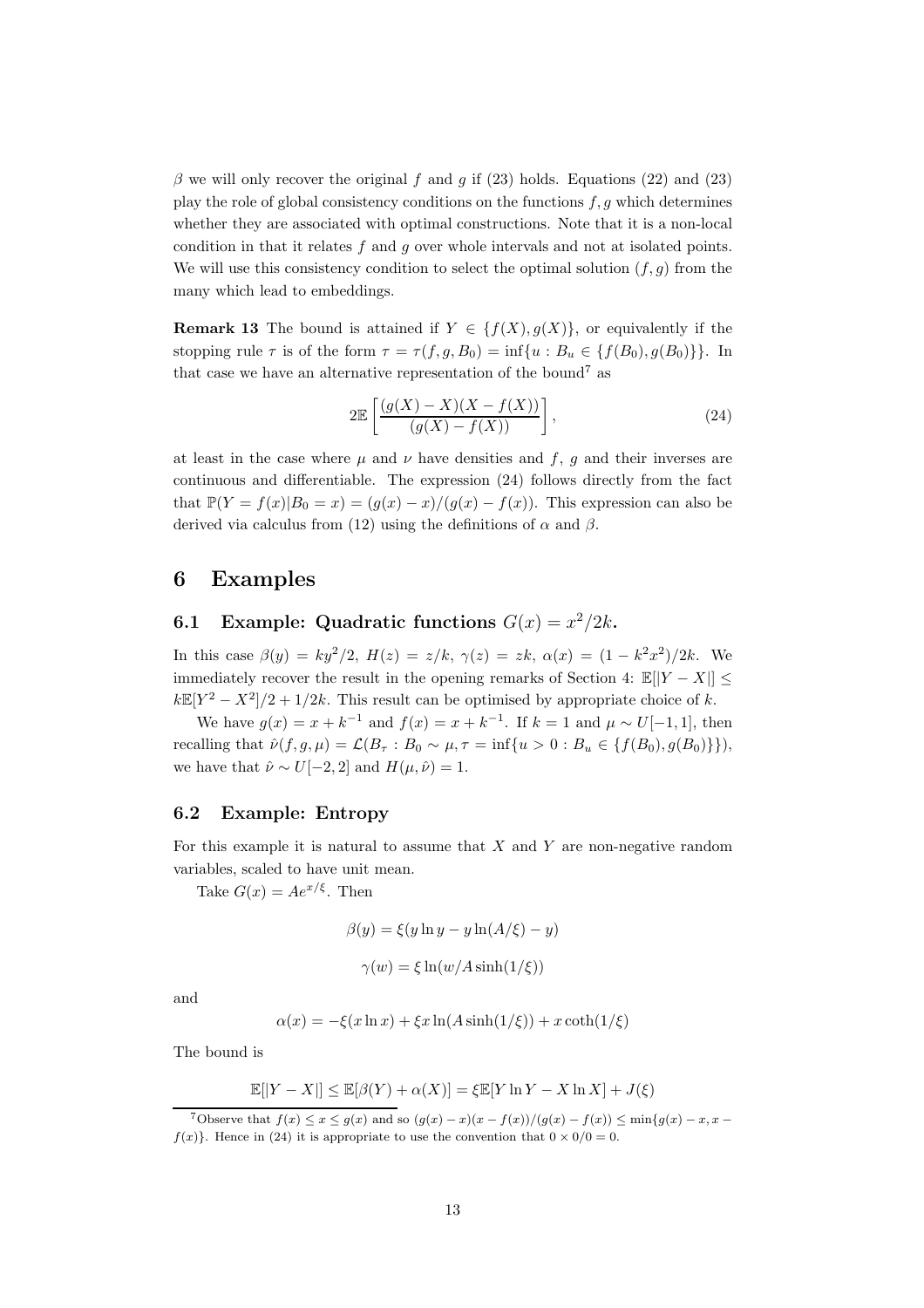$\beta$ we will only recover the original $f$ and $g$ if (23) holds. Equations (22) and (23) play the role of global consistency conditions on the functions $f, g$ which determines whether they are associated with optimal constructions. Note that it is a non-local condition in that it relates $f$ and $g$ over whole intervals and not at isolated points. We will use this consistency condition to select the optimal solution $(f, g)$ from the many which lead to embeddings.

**Remark 13** The bound is attained if $Y \in \{f(X), g(X)\}$, or equivalently if the stopping rule $\tau$ is of the form $\tau = \tau(f, g, B_0) = \inf\{u : B_u \in \{f(B_0), g(B_0)\}\}$. In that case we have an alternative representation of the bound[7] as

$$2\mathbb{E}\left[\frac{(g(X) - X)(X - f(X))}{(g(X) - f(X))}\right], \tag{24}$$

at least in the case where $\mu$ and $\nu$ have densities and $f$, $g$ and their inverses are continuous and differentiable. The expression (24) follows directly from the fact that $\mathbb{P}(Y = f(x)|B_0 = x) = (g(x) - x)/(g(x) - f(x))$. This expression can also be derived via calculus from (12) using the definitions of $\alpha$ and $\beta$.

# 6 Examples

## 6.1 Example: Quadratic functions $G(x) = x^2/2k$.

In this case $\beta(y) = ky^2/2$, $H(z) = z/k$, $\gamma(z) = zk$, $\alpha(x) = (1 - k^2x^2)/2k$. We immediately recover the result in the opening remarks of Section 4: $\mathbb{E}[|Y - X|] \leq k\mathbb{E}[Y^2 - X^2]/2 + 1/2k$. This result can be optimised by appropriate choice of $k$.

We have $g(x) = x + k^{-1}$ and $f(x) = x + k^{-1}$. If $k = 1$ and $\mu \sim U[-1, 1]$, then recalling that $\hat{\nu}(f, g, \mu) = \mathcal{L}(B_\tau : B_0 \sim \mu, \tau = \inf\{u > 0 : B_u \in \{f(B_0), g(B_0)\}\})$, we have that $\hat{\nu} \sim U[-2, 2]$ and $H(\mu, \hat{\nu}) = 1$.

## 6.2 Example: Entropy

For this example it is natural to assume that $X$ and $Y$ are non-negative random variables, scaled to have unit mean.

Take $G(x) = Ae^{x/\xi}$. Then

$$\beta(y) = \xi(y \ln y - y \ln(A/\xi) - y)$$

$$\gamma(w) = \xi \ln(w/A \sinh(1/\xi))$$

and

$$\alpha(x) = -\xi(x \ln x) + \xi x \ln(A \sinh(1/\xi)) + x \coth(1/\xi)$$

The bound is

$$\mathbb{E}[|Y - X|] \leq \mathbb{E}[\beta(Y) + \alpha(X)] = \xi\mathbb{E}[Y \ln Y - X \ln X] + J(\xi)$$

---

[7] Observe that $f(x) \leq x \leq g(x)$ and so $(g(x) - x)(x - f(x))/(g(x) - f(x)) \leq \min\{g(x) - x, x - f(x)\}$. Hence in (24) it is appropriate to use the convention that $0 \times 0/0 = 0$.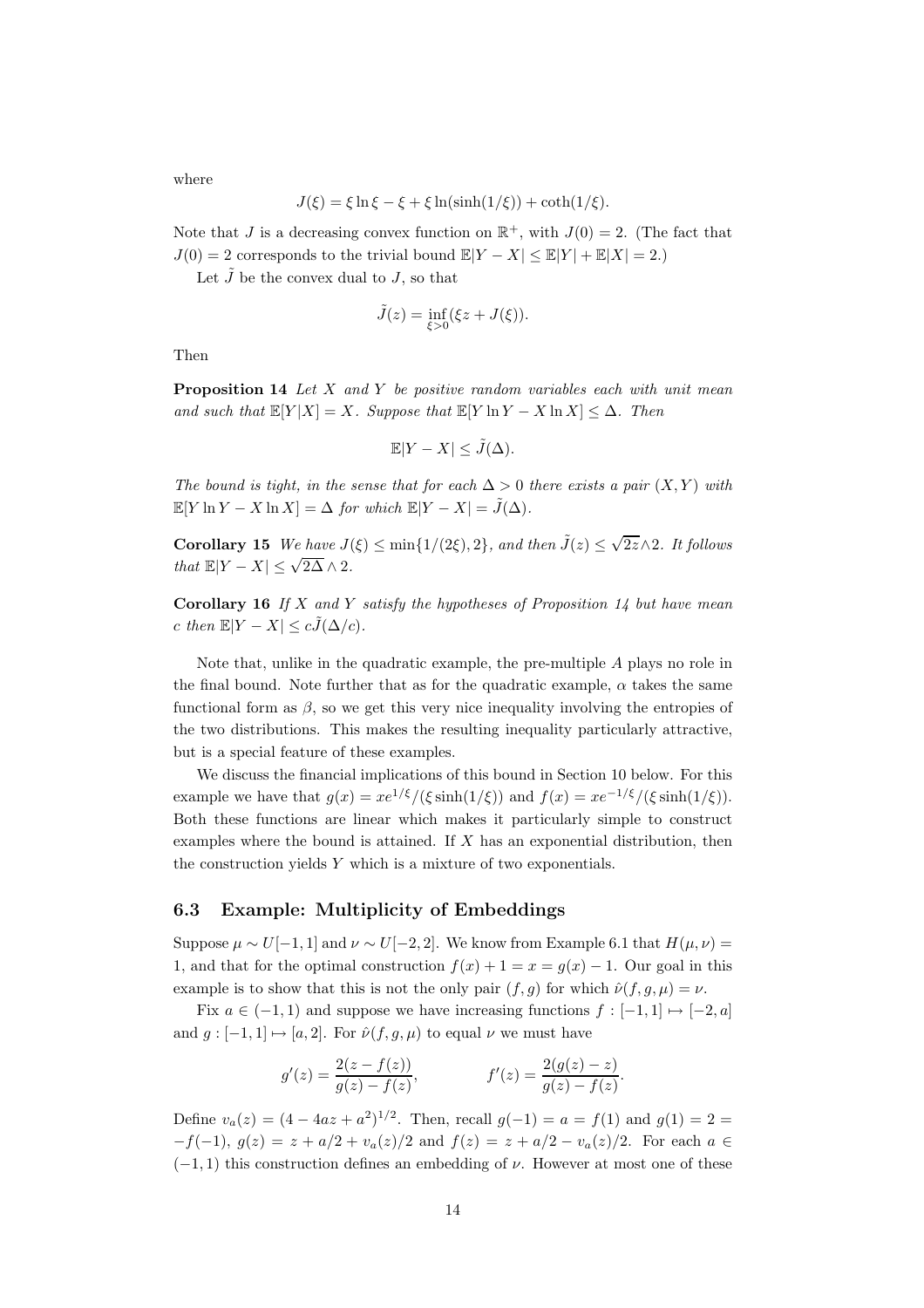where

$$J(\xi) = \xi \ln \xi - \xi + \xi \ln(\sinh(1/\xi)) + \coth(1/\xi).$$

Note that $J$ is a decreasing convex function on $\mathbb{R}^+$, with $J(0) = 2$. (The fact that $J(0) = 2$ corresponds to the trivial bound $\mathbb{E}|Y - X| \leq \mathbb{E}|Y| + \mathbb{E}|X| = 2$.)

Let $\tilde{J}$ be the convex dual to $J$, so that

$$\tilde{J}(z) = \inf_{\xi > 0} (\xi z + J(\xi)).$$

Then

**Proposition 14** *Let $X$ and $Y$ be positive random variables each with unit mean and such that $\mathbb{E}[Y|X] = X$. Suppose that $\mathbb{E}[Y \ln Y - X \ln X] \leq \Delta$. Then*

$$\mathbb{E}|Y - X| \leq \tilde{J}(\Delta).$$

*The bound is tight, in the sense that for each $\Delta > 0$ there exists a pair $(X, Y)$ with $\mathbb{E}[Y \ln Y - X \ln X] = \Delta$ for which $\mathbb{E}|Y - X| = \tilde{J}(\Delta)$.*

**Corollary 15** *We have $J(\xi) \leq \min\{1/(2\xi), 2\}$, and then $\tilde{J}(z) \leq \sqrt{2z} \wedge 2$. It follows that $\mathbb{E}|Y - X| \leq \sqrt{2\Delta} \wedge 2$.*

**Corollary 16** *If $X$ and $Y$ satisfy the hypotheses of Proposition 14 but have mean $c$ then $\mathbb{E}|Y - X| \leq c\tilde{J}(\Delta/c)$.*

Note that, unlike in the quadratic example, the pre-multiple $A$ plays no role in the final bound. Note further that as for the quadratic example, $\alpha$ takes the same functional form as $\beta$, so we get this very nice inequality involving the entropies of the two distributions. This makes the resulting inequality particularly attractive, but is a special feature of these examples.

We discuss the financial implications of this bound in Section 10 below. For this example we have that $g(x) = xe^{1/\xi}/(\xi \sinh(1/\xi))$ and $f(x) = xe^{-1/\xi}/(\xi \sinh(1/\xi))$. Both these functions are linear which makes it particularly simple to construct examples where the bound is attained. If $X$ has an exponential distribution, then the construction yields $Y$ which is a mixture of two exponentials.

### 6.3 Example: Multiplicity of Embeddings

Suppose $\mu \sim U[-1, 1]$ and $\nu \sim U[-2, 2]$. We know from Example 6.1 that $H(\mu, \nu) = 1$, and that for the optimal construction $f(x) + 1 = x = g(x) - 1$. Our goal in this example is to show that this is not the only pair $(f, g)$ for which $\hat{\nu}(f, g, \mu) = \nu$.

Fix $a \in (-1, 1)$ and suppose we have increasing functions $f : [-1, 1] \mapsto [-2, a]$ and $g : [-1, 1] \mapsto [a, 2]$. For $\hat{\nu}(f, g, \mu)$ to equal $\nu$ we must have

$$g'(z) = \frac{2(z - f(z))}{g(z) - f(z)}, \qquad\qquad f'(z) = \frac{2(g(z) - z)}{g(z) - f(z)}.$$

Define $v_a(z) = (4 - 4az + a^2)^{1/2}$. Then, recall $g(-1) = a = f(1)$ and $g(1) = 2 = -f(-1)$, $g(z) = z + a/2 + v_a(z)/2$ and $f(z) = z + a/2 - v_a(z)/2$. For each $a \in (-1, 1)$ this construction defines an embedding of $\nu$. However at most one of these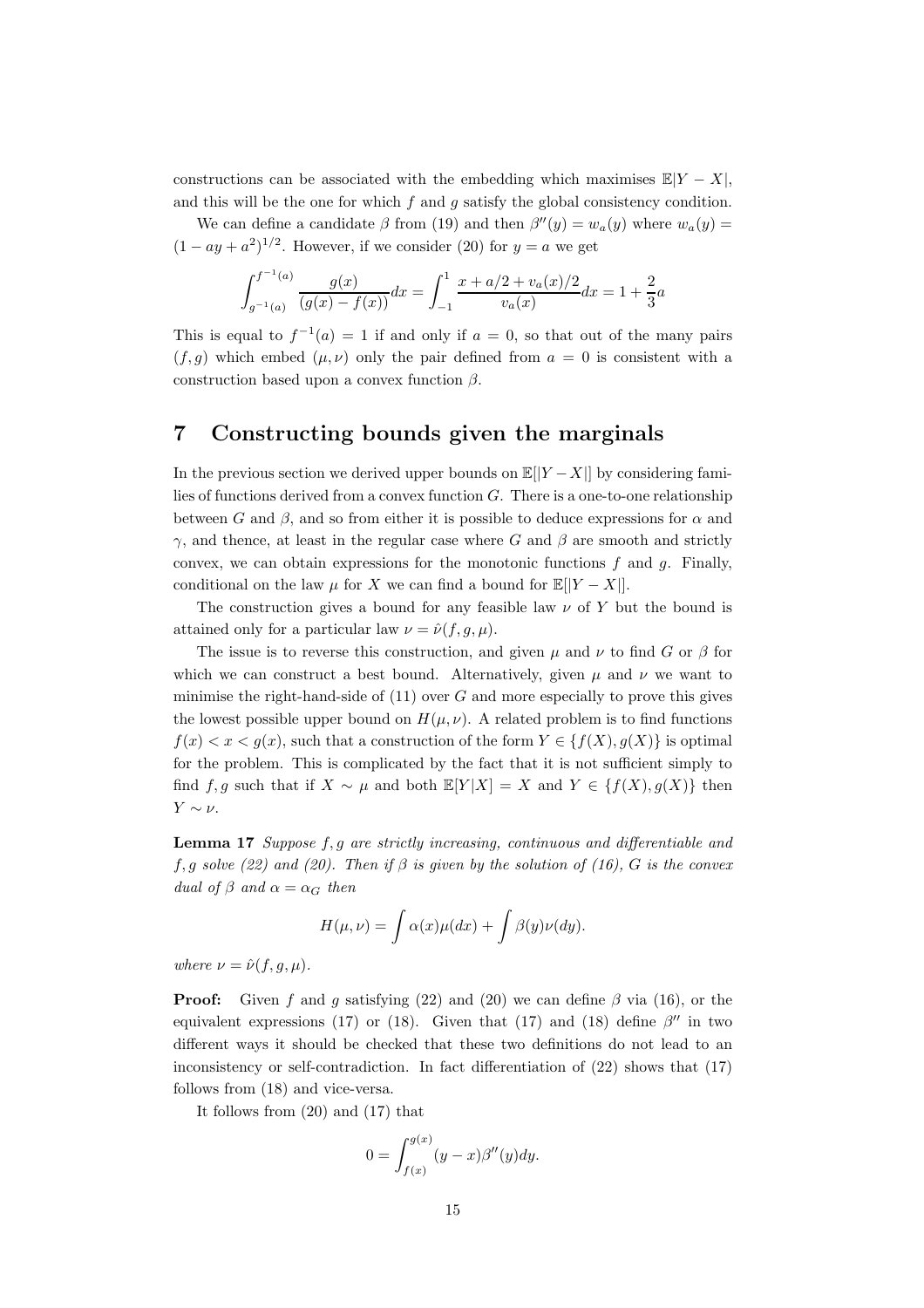constructions can be associated with the embedding which maximises $\mathbb{E}|Y - X|$, and this will be the one for which $f$ and $g$ satisfy the global consistency condition.

We can define a candidate $\beta$ from (19) and then $\beta''(y) = w_a(y)$ where $w_a(y) = (1 - ay + a^2)^{1/2}$. However, if we consider (20) for $y = a$ we get

$$\int_{g^{-1}(a)}^{f^{-1}(a)} \frac{g(x)}{(g(x) - f(x))} dx = \int_{-1}^{1} \frac{x + a/2 + v_a(x)/2}{v_a(x)} dx = 1 + \frac{2}{3}a$$

This is equal to $f^{-1}(a) = 1$ if and only if $a = 0$, so that out of the many pairs $(f, g)$ which embed $(\mu, \nu)$ only the pair defined from $a = 0$ is consistent with a construction based upon a convex function $\beta$.

## 7 Constructing bounds given the marginals

In the previous section we derived upper bounds on $\mathbb{E}[|Y - X|]$ by considering families of functions derived from a convex function $G$. There is a one-to-one relationship between $G$ and $\beta$, and so from either it is possible to deduce expressions for $\alpha$ and $\gamma$, and thence, at least in the regular case where $G$ and $\beta$ are smooth and strictly convex, we can obtain expressions for the monotonic functions $f$ and $g$. Finally, conditional on the law $\mu$ for $X$ we can find a bound for $\mathbb{E}[|Y - X|]$.

The construction gives a bound for any feasible law $\nu$ of $Y$ but the bound is attained only for a particular law $\nu = \hat{\nu}(f, g, \mu)$.

The issue is to reverse this construction, and given $\mu$ and $\nu$ to find $G$ or $\beta$ for which we can construct a best bound. Alternatively, given $\mu$ and $\nu$ we want to minimise the right-hand-side of (11) over $G$ and more especially to prove this gives the lowest possible upper bound on $H(\mu, \nu)$. A related problem is to find functions $f(x) < x < g(x)$, such that a construction of the form $Y \in \{f(X), g(X)\}$ is optimal for the problem. This is complicated by the fact that it is not sufficient simply to find $f, g$ such that if $X \sim \mu$ and both $\mathbb{E}[Y|X] = X$ and $Y \in \{f(X), g(X)\}$ then $Y \sim \nu$.

**Lemma 17** *Suppose $f, g$ are strictly increasing, continuous and differentiable and $f, g$ solve (22) and (20). Then if $\beta$ is given by the solution of (16), $G$ is the convex dual of $\beta$ and $\alpha = \alpha_G$ then*

$$H(\mu, \nu) = \int \alpha(x)\mu(dx) + \int \beta(y)\nu(dy).$$

*where $\nu = \hat{\nu}(f, g, \mu)$.*

**Proof:** Given $f$ and $g$ satisfying (22) and (20) we can define $\beta$ via (16), or the equivalent expressions (17) or (18). Given that (17) and (18) define $\beta''$ in two different ways it should be checked that these two definitions do not lead to an inconsistency or self-contradiction. In fact differentiation of (22) shows that (17) follows from (18) and vice-versa.

It follows from (20) and (17) that

$$0 = \int_{f(x)}^{g(x)} (y - x)\beta''(y)dy.$$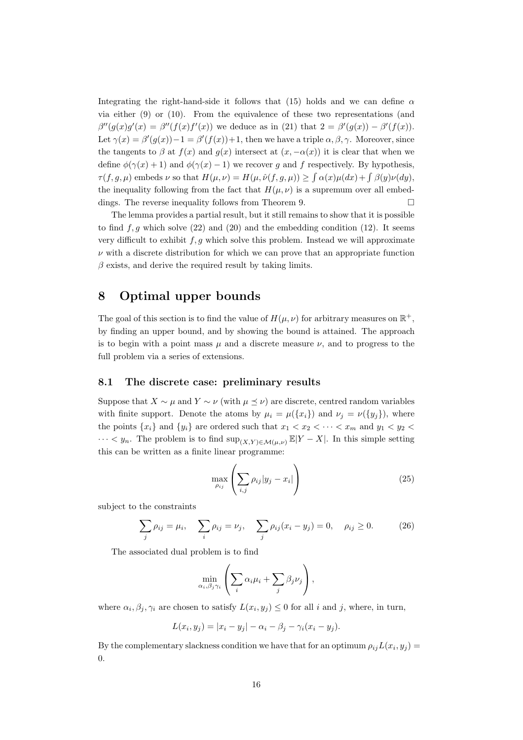Integrating the right-hand-side it follows that (15) holds and we can define $\alpha$ via either (9) or (10). From the equivalence of these two representations (and $\beta''(g(x)g'(x) = \beta''(f(x)f'(x))$ we deduce as in (21) that $2 = \beta'(g(x)) - \beta'(f(x))$. Let $\gamma(x) = \beta'(g(x))-1 = \beta'(f(x))+1$, then we have a triple $\alpha, \beta, \gamma$. Moreover, since the tangents to $\beta$ at $f(x)$ and $g(x)$ intersect at $(x, -\alpha(x))$ it is clear that when we define $\phi(\gamma(x)+1)$ and $\phi(\gamma(x)-1)$ we recover $g$ and $f$ respectively. By hypothesis, $\tau(f, g, \mu)$ embeds $\nu$ so that $H(\mu, \nu) = H(\mu, \hat{\nu}(f, g, \mu)) \geq \int \alpha(x)\mu(dx) + \int \beta(y)\nu(dy)$, the inequality following from the fact that $H(\mu, \nu)$ is a supremum over all embeddings. The reverse inequality follows from Theorem 9. □

The lemma provides a partial result, but it still remains to show that it is possible to find $f, g$ which solve (22) and (20) and the embedding condition (12). It seems very difficult to exhibit $f, g$ which solve this problem. Instead we will approximate $\nu$ with a discrete distribution for which we can prove that an appropriate function $\beta$ exists, and derive the required result by taking limits.

# 8 Optimal upper bounds

The goal of this section is to find the value of $H(\mu, \nu)$ for arbitrary measures on $\mathbb{R}^+$, by finding an upper bound, and by showing the bound is attained. The approach is to begin with a point mass $\mu$ and a discrete measure $\nu$, and to progress to the full problem via a series of extensions.

## 8.1 The discrete case: preliminary results

Suppose that $X \sim \mu$ and $Y \sim \nu$ (with $\mu \preceq \nu$) are discrete, centred random variables with finite support. Denote the atoms by $\mu_i = \mu(\{x_i\})$ and $\nu_j = \nu(\{y_j\})$, where the points $\{x_i\}$ and $\{y_i\}$ are ordered such that $x_1 < x_2 < \cdots < x_m$ and $y_1 < y_2 < \cdots < y_n$. The problem is to find $\sup_{(X,Y)\in\mathcal{M}(\mu,\nu)} \mathbb{E}|Y - X|$. In this simple setting this can be written as a finite linear programme:

$$\max_{\rho_{ij}} \left( \sum_{i,j} \rho_{ij} |y_j - x_i| \right) \tag{25}$$

subject to the constraints

$$\sum_j \rho_{ij} = \mu_i, \quad \sum_i \rho_{ij} = \nu_j, \quad \sum_j \rho_{ij}(x_i - y_j) = 0, \quad \rho_{ij} \geq 0. \tag{26}$$

The associated dual problem is to find

$$\min_{\alpha_i, \beta_j \gamma_i} \left( \sum_i \alpha_i \mu_i + \sum_j \beta_j \nu_j \right),$$

where $\alpha_i, \beta_j, \gamma_i$ are chosen to satisfy $L(x_i, y_j) \leq 0$ for all $i$ and $j$, where, in turn,

$$L(x_i, y_j) = |x_i - y_j| - \alpha_i - \beta_j - \gamma_i(x_i - y_j).$$

By the complementary slackness condition we have that for an optimum $\rho_{ij} L(x_i, y_j) = 0$.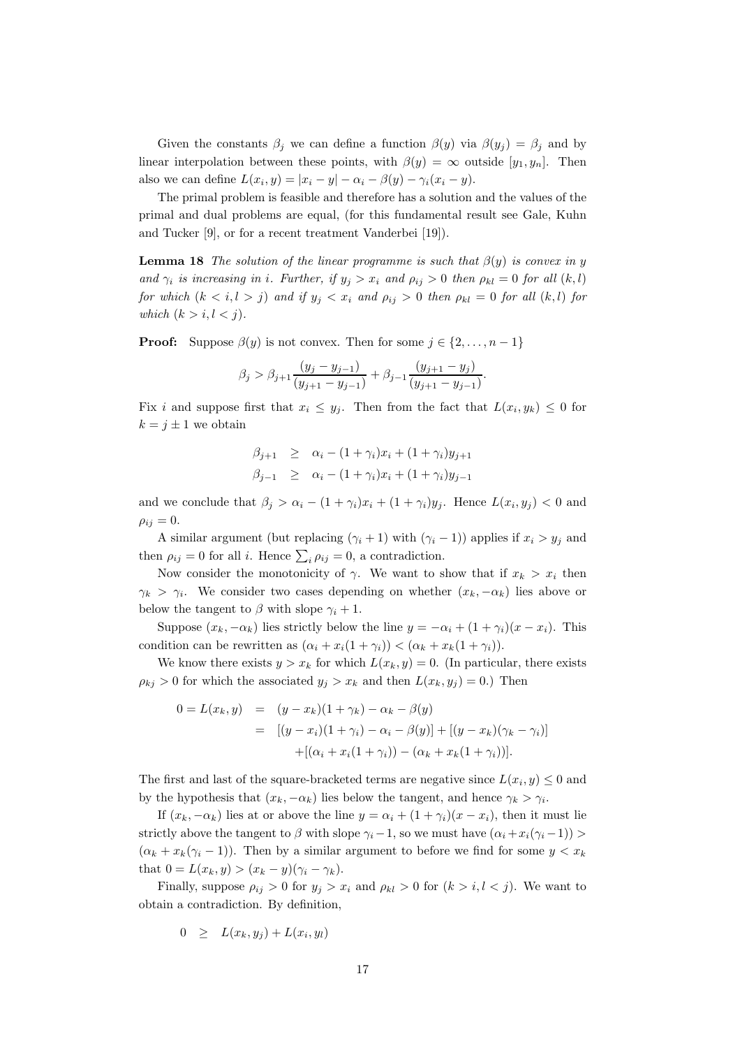Given the constants $\beta_j$ we can define a function $\beta(y)$ via $\beta(y_j) = \beta_j$ and by linear interpolation between these points, with $\beta(y) = \infty$ outside $[y_1, y_n]$. Then also we can define $L(x_i, y) = |x_i - y| - \alpha_i - \beta(y) - \gamma_i(x_i - y)$.

The primal problem is feasible and therefore has a solution and the values of the primal and dual problems are equal, (for this fundamental result see Gale, Kuhn and Tucker [9], or for a recent treatment Vanderbei [19]).

**Lemma 18** *The solution of the linear programme is such that $\beta(y)$ is convex in $y$ and $\gamma_i$ is increasing in $i$. Further, if $y_j > x_i$ and $\rho_{ij} > 0$ then $\rho_{kl} = 0$ for all $(k, l)$ for which $(k < i, l > j)$ and if $y_j < x_i$ and $\rho_{ij} > 0$ then $\rho_{kl} = 0$ for all $(k, l)$ for which $(k > i, l < j)$.*

**Proof:** Suppose $\beta(y)$ is not convex. Then for some $j \in \{2, \dots, n-1\}$

$$\beta_j > \beta_{j+1} \frac{(y_j - y_{j-1})}{(y_{j+1} - y_{j-1})} + \beta_{j-1} \frac{(y_{j+1} - y_j)}{(y_{j+1} - y_{j-1})}.$$

Fix $i$ and suppose first that $x_i \leq y_j$. Then from the fact that $L(x_i, y_k) \leq 0$ for $k = j \pm 1$ we obtain

$$\begin{aligned}
\beta_{j+1} &\geq \alpha_i - (1 + \gamma_i)x_i + (1 + \gamma_i)y_{j+1} \\
\beta_{j-1} &\geq \alpha_i - (1 + \gamma_i)x_i + (1 + \gamma_i)y_{j-1}
\end{aligned}$$

and we conclude that $\beta_j > \alpha_i - (1 + \gamma_i)x_i + (1 + \gamma_i)y_j$. Hence $L(x_i, y_j) < 0$ and $\rho_{ij} = 0$.

A similar argument (but replacing $(\gamma_i + 1)$ with $(\gamma_i - 1)$) applies if $x_i > y_j$ and then $\rho_{ij} = 0$ for all $i$. Hence $\sum_i \rho_{ij} = 0$, a contradiction.

Now consider the monotonicity of $\gamma$. We want to show that if $x_k > x_i$ then $\gamma_k > \gamma_i$. We consider two cases depending on whether $(x_k, -\alpha_k)$ lies above or below the tangent to $\beta$ with slope $\gamma_i + 1$.

Suppose $(x_k, -\alpha_k)$ lies strictly below the line $y = -\alpha_i + (1 + \gamma_i)(x - x_i)$. This condition can be rewritten as $(\alpha_i + x_i(1 + \gamma_i)) < (\alpha_k + x_k(1 + \gamma_i))$.

We know there exists $y > x_k$ for which $L(x_k, y) = 0$. (In particular, there exists $\rho_{kj} > 0$ for which the associated $y_j > x_k$ and then $L(x_k, y_j) = 0$.) Then

$$\begin{aligned}
0 = L(x_k, y) &= (y - x_k)(1 + \gamma_k) - \alpha_k - \beta(y) \\
&= [(y - x_i)(1 + \gamma_i) - \alpha_i - \beta(y)] + [(y - x_k)(\gamma_k - \gamma_i)] \\
&\quad + [(\alpha_i + x_i(1 + \gamma_i)) - (\alpha_k + x_k(1 + \gamma_i))].
\end{aligned}$$

The first and last of the square-bracketed terms are negative since $L(x_i, y) \leq 0$ and by the hypothesis that $(x_k, -\alpha_k)$ lies below the tangent, and hence $\gamma_k > \gamma_i$.

If $(x_k, -\alpha_k)$ lies at or above the line $y = \alpha_i + (1 + \gamma_i)(x - x_i)$, then it must lie strictly above the tangent to $\beta$ with slope $\gamma_i - 1$, so we must have $(\alpha_i + x_i(\gamma_i - 1)) > (\alpha_k + x_k(\gamma_i - 1))$. Then by a similar argument to before we find for some $y < x_k$ that $0 = L(x_k, y) > (x_k - y)(\gamma_i - \gamma_k)$.

Finally, suppose $\rho_{ij} > 0$ for $y_j > x_i$ and $\rho_{kl} > 0$ for $(k > i, l < j)$. We want to obtain a contradiction. By definition,

$$0 \geq L(x_k, y_j) + L(x_i, y_l)$$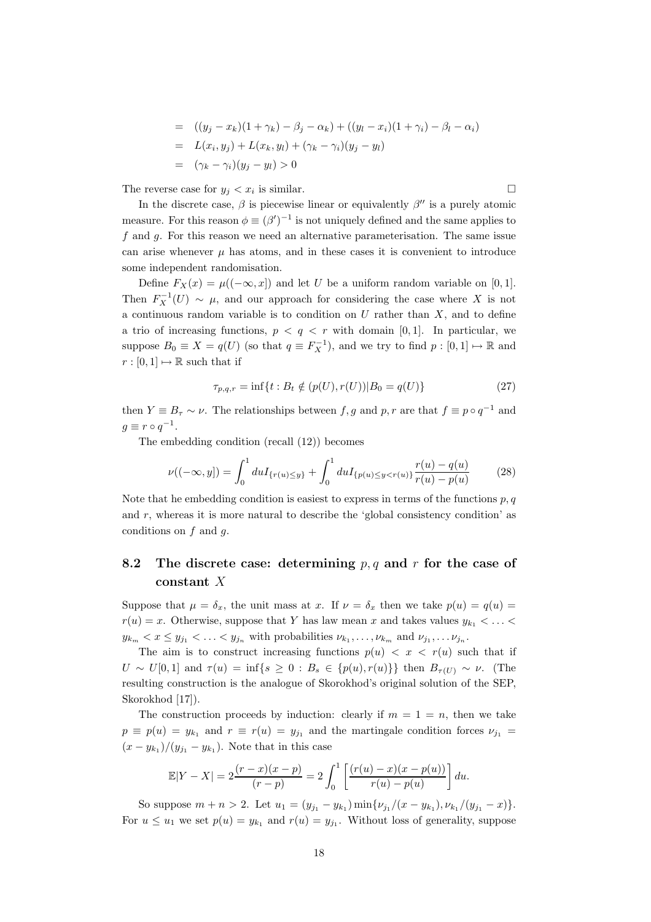$$
\begin{aligned}
&= ((y_j - x_k)(1+\gamma_k) - \beta_j - \alpha_k) + ((y_l - x_i)(1+\gamma_i) - \beta_l - \alpha_i) \\
&= L(x_i, y_j) + L(x_k, y_l) + (\gamma_k - \gamma_i)(y_j - y_l) \\
&= (\gamma_k - \gamma_i)(y_j - y_l) > 0
\end{aligned}
$$

The reverse case for $y_j < x_i$ is similar. □

In the discrete case, $\beta$ is piecewise linear or equivalently $\beta''$ is a purely atomic measure. For this reason $\phi \equiv (\beta')^{-1}$ is not uniquely defined and the same applies to $f$ and $g$. For this reason we need an alternative parameterisation. The same issue can arise whenever $\mu$ has atoms, and in these cases it is convenient to introduce some independent randomisation.

Define $F_X(x) = \mu((-\infty, x])$ and let $U$ be a uniform random variable on $[0,1]$. Then $F_X^{-1}(U) \sim \mu$, and our approach for considering the case where $X$ is not a continuous random variable is to condition on $U$ rather than $X$, and to define a trio of increasing functions, $p < q < r$ with domain $[0,1]$. In particular, we suppose $B_0 \equiv X = q(U)$ (so that $q \equiv F_X^{-1}$), and we try to find $p : [0,1] \mapsto \mathbb{R}$ and $r : [0,1] \mapsto \mathbb{R}$ such that if

$$
\tau_{p,q,r} = \inf\{t : B_t \notin (p(U), r(U)) | B_0 = q(U)\} \tag{27}
$$

then $Y \equiv B_\tau \sim \nu$. The relationships between $f, g$ and $p, r$ are that $f \equiv p \circ q^{-1}$ and $g \equiv r \circ q^{-1}$.

The embedding condition (recall (12)) becomes

$$
\nu((-\infty, y]) = \int_0^1 du I_{\{r(u) \le y\}} + \int_0^1 du I_{\{p(u) \le y < r(u)\}} \frac{r(u) - q(u)}{r(u) - p(u)} \tag{28}
$$

Note that he embedding condition is easiest to express in terms of the functions $p, q$ and $r$, whereas it is more natural to describe the 'global consistency condition' as conditions on $f$ and $g$.

## 8.2 The discrete case: determining $p, q$ and $r$ for the case of constant $X$

Suppose that $\mu = \delta_x$, the unit mass at $x$. If $\nu = \delta_x$ then we take $p(u) = q(u) = r(u) = x$. Otherwise, suppose that $Y$ has law mean $x$ and takes values $y_{k_1} < \ldots < y_{k_m} < x \le y_{j_1} < \ldots < y_{j_n}$ with probabilities $\nu_{k_1}, \ldots, \nu_{k_m}$ and $\nu_{j_1}, \ldots \nu_{j_n}$.

The aim is to construct increasing functions $p(u) < x < r(u)$ such that if $U \sim U[0,1]$ and $\tau(u) = \inf\{s \ge 0 : B_s \in \{p(u), r(u)\}\}$ then $B_{\tau(U)} \sim \nu$. (The resulting construction is the analogue of Skorokhod's original solution of the SEP, Skorokhod [17]).

The construction proceeds by induction: clearly if $m = 1 = n$, then we take $p \equiv p(u) = y_{k_1}$ and $r \equiv r(u) = y_{j_1}$ and the martingale condition forces $\nu_{j_1} = (x - y_{k_1})/(y_{j_1} - y_{k_1})$. Note that in this case

$$
\mathbb{E}|Y - X| = 2\frac{(r-x)(x-p)}{(r-p)} = 2\int_0^1 \left[\frac{(r(u)-x)(x-p(u))}{r(u)-p(u)}\right] du.
$$

So suppose $m + n > 2$. Let $u_1 = (y_{j_1} - y_{k_1}) \min\{\nu_{j_1}/(x - y_{k_1}), \nu_{k_1}/(y_{j_1} - x)\}$. For $u \le u_1$ we set $p(u) = y_{k_1}$ and $r(u) = y_{j_1}$. Without loss of generality, suppose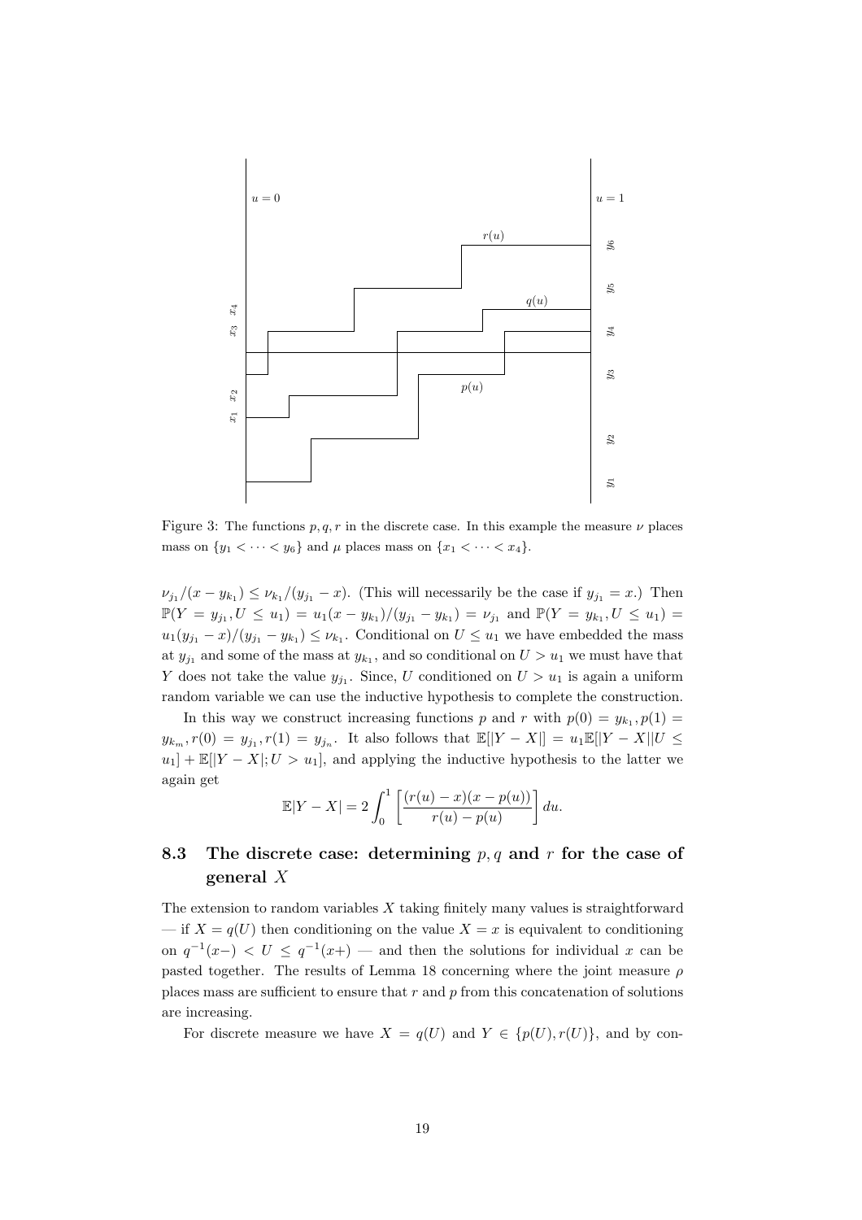Figure 3: The functions $p, q, r$ in the discrete case. In this example the measure $\nu$ places mass on $\{y_1 < \cdots < y_6\}$ and $\mu$ places mass on $\{x_1 < \cdots < x_4\}$.

$\nu_{j_1}/(x - y_{k_1}) \leq \nu_{k_1}/(y_{j_1} - x)$. (This will necessarily be the case if $y_{j_1} = x$.) Then $\mathbb{P}(Y = y_{j_1}, U \leq u_1) = u_1(x - y_{k_1})/(y_{j_1} - y_{k_1}) = \nu_{j_1}$ and $\mathbb{P}(Y = y_{k_1}, U \leq u_1) = u_1(y_{j_1} - x)/(y_{j_1} - y_{k_1}) \leq \nu_{k_1}$. Conditional on $U \leq u_1$ we have embedded the mass at $y_{j_1}$ and some of the mass at $y_{k_1}$, and so conditional on $U > u_1$ we must have that $Y$ does not take the value $y_{j_1}$. Since, $U$ conditioned on $U > u_1$ is again a uniform random variable we can use the inductive hypothesis to complete the construction.

In this way we construct increasing functions $p$ and $r$ with $p(0) = y_{k_1}, p(1) = y_{k_m}, r(0) = y_{j_1}, r(1) = y_{j_n}$. It also follows that $\mathbb{E}[|Y - X|] = u_1\mathbb{E}[|Y - X||U \leq u_1] + \mathbb{E}[|Y - X|; U > u_1]$, and applying the inductive hypothesis to the latter we again get

$$\mathbb{E}|Y - X| = 2\int_0^1 \left[\frac{(r(u) - x)(x - p(u))}{r(u) - p(u)}\right] du.$$

### 8.3 The discrete case: determining $p, q$ and $r$ for the case of general $X$

The extension to random variables $X$ taking finitely many values is straightforward — if $X = q(U)$ then conditioning on the value $X = x$ is equivalent to conditioning on $q^{-1}(x-) < U \leq q^{-1}(x+)$ — and then the solutions for individual $x$ can be pasted together. The results of Lemma 18 concerning where the joint measure $\rho$ places mass are sufficient to ensure that $r$ and $p$ from this concatenation of solutions are increasing.

For discrete measure we have $X = q(U)$ and $Y \in \{p(U), r(U)\}$, and by con-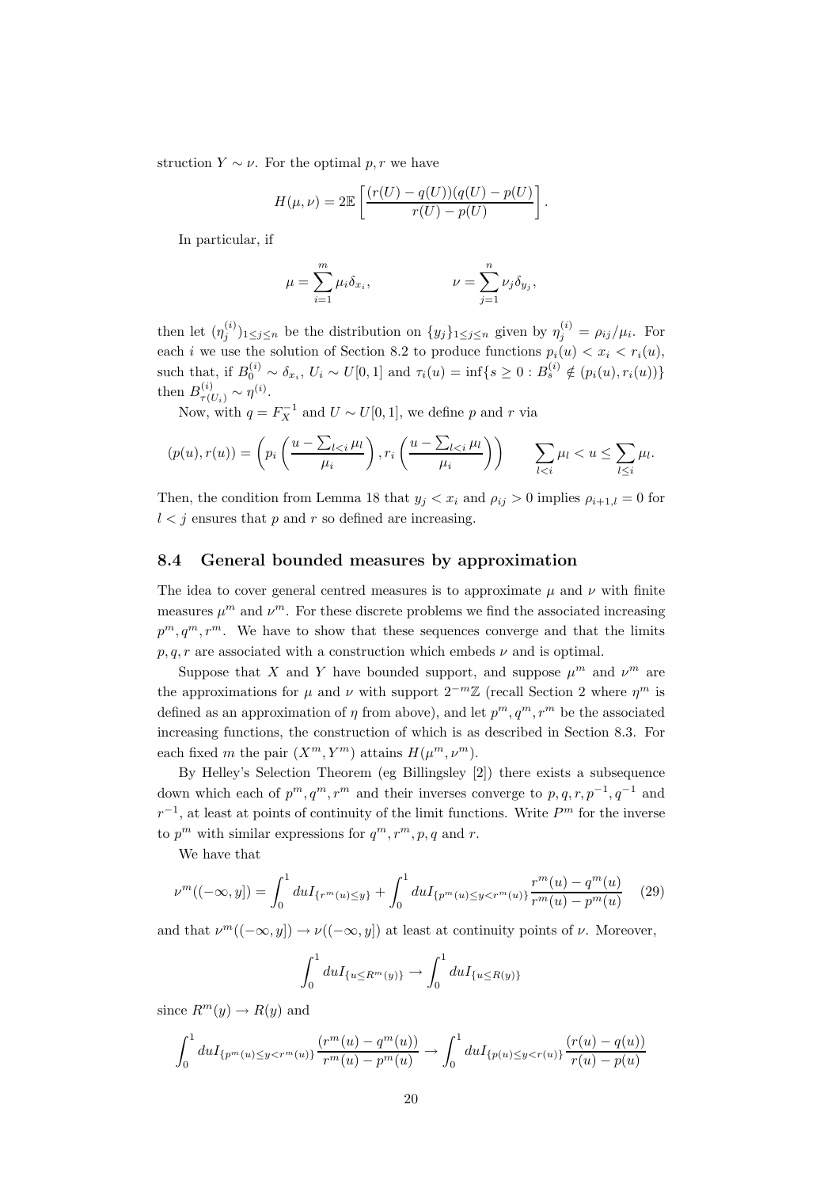struction $Y \sim \nu$. For the optimal $p, r$ we have

$$H(\mu,\nu) = 2\mathbb{E}\left[\frac{(r(U)-q(U))(q(U)-p(U))}{r(U)-p(U)}\right].$$

In particular, if

$$\mu = \sum_{i=1}^{m} \mu_i \delta_{x_i}, \qquad\qquad \nu = \sum_{j=1}^{n} \nu_j \delta_{y_j},$$

then let $(\eta^{(i)}_j)_{1\le j\le n}$ be the distribution on $\{y_j\}_{1\le j\le n}$ given by $\eta^{(i)}_j = \rho_{ij}/\mu_i$. For each $i$ we use the solution of Section 8.2 to produce functions $p_i(u) < x_i < r_i(u)$, such that, if $B^{(i)}_0 \sim \delta_{x_i}$, $U_i \sim U[0,1]$ and $\tau_i(u) = \inf\{s \ge 0 : B^{(i)}_s \notin (p_i(u), r_i(u))\}$ then $B^{(i)}_{\tau(U_i)} \sim \eta^{(i)}$.

Now, with $q = F_X^{-1}$ and $U \sim U[0,1]$, we define $p$ and $r$ via

$$(p(u), r(u)) = \left(p_i\left(\frac{u - \sum_{l<i}\mu_l}{\mu_i}\right), r_i\left(\frac{u - \sum_{l<i}\mu_l}{\mu_i}\right)\right) \qquad \sum_{l<i}\mu_l < u \le \sum_{l\le i}\mu_l.$$

Then, the condition from Lemma 18 that $y_j < x_i$ and $\rho_{ij} > 0$ implies $\rho_{i+1,l} = 0$ for $l < j$ ensures that $p$ and $r$ so defined are increasing.

## 8.4 General bounded measures by approximation

The idea to cover general centred measures is to approximate $\mu$ and $\nu$ with finite measures $\mu^m$ and $\nu^m$. For these discrete problems we find the associated increasing $p^m, q^m, r^m$. We have to show that these sequences converge and that the limits $p, q, r$ are associated with a construction which embeds $\nu$ and is optimal.

Suppose that $X$ and $Y$ have bounded support, and suppose $\mu^m$ and $\nu^m$ are the approximations for $\mu$ and $\nu$ with support $2^{-m}\mathbb{Z}$ (recall Section 2 where $\eta^m$ is defined as an approximation of $\eta$ from above), and let $p^m, q^m, r^m$ be the associated increasing functions, the construction of which is as described in Section 8.3. For each fixed $m$ the pair $(X^m, Y^m)$ attains $H(\mu^m, \nu^m)$.

By Helley's Selection Theorem (eg Billingsley [2]) there exists a subsequence down which each of $p^m, q^m, r^m$ and their inverses converge to $p, q, r, p^{-1}, q^{-1}$ and $r^{-1}$, at least at points of continuity of the limit functions. Write $P^m$ for the inverse to $p^m$ with similar expressions for $q^m, r^m, p, q$ and $r$.

We have that

$$\nu^m((-\infty, y]) = \int_0^1 du I_{\{r^m(u)\le y\}} + \int_0^1 du I_{\{p^m(u)\le y<r^m(u)\}} \frac{r^m(u)-q^m(u)}{r^m(u)-p^m(u)} \quad (29)$$

and that $\nu^m((-\infty, y]) \to \nu((-\infty, y])$ at least at continuity points of $\nu$. Moreover,

$$\int_0^1 du I_{\{u\le R^m(y)\}} \to \int_0^1 du I_{\{u\le R(y)\}}$$

since $R^m(y) \to R(y)$ and

$$\int_0^1 du I_{\{p^m(u)\le y<r^m(u)\}} \frac{(r^m(u)-q^m(u))}{r^m(u)-p^m(u)} \to \int_0^1 du I_{\{p(u)\le y<r(u)\}} \frac{(r(u)-q(u))}{r(u)-p(u)}$$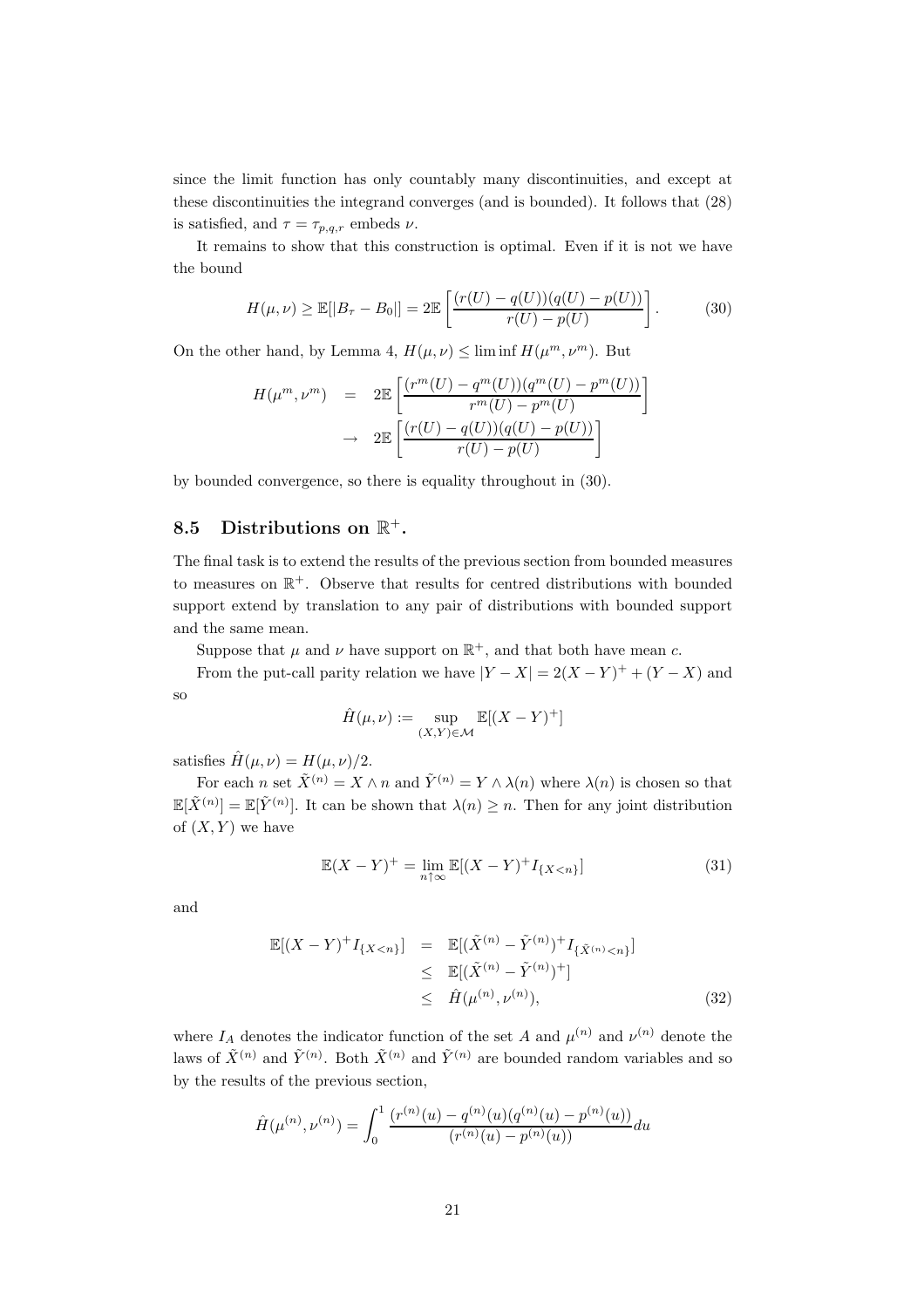since the limit function has only countably many discontinuities, and except at these discontinuities the integrand converges (and is bounded). It follows that (28) is satisfied, and $\tau = \tau_{p,q,r}$ embeds $\nu$.

It remains to show that this construction is optimal. Even if it is not we have the bound

$$H(\mu, \nu) \geq \mathbb{E}[|B_\tau - B_0|] = 2\mathbb{E}\left[\frac{(r(U) - q(U))(q(U) - p(U))}{r(U) - p(U)}\right]. \tag{30}$$

On the other hand, by Lemma 4, $H(\mu, \nu) \leq \liminf H(\mu^m, \nu^m)$. But

$$\begin{aligned} H(\mu^m, \nu^m) &= 2\mathbb{E}\left[\frac{(r^m(U) - q^m(U))(q^m(U) - p^m(U))}{r^m(U) - p^m(U)}\right] \\ &\to 2\mathbb{E}\left[\frac{(r(U) - q(U))(q(U) - p(U))}{r(U) - p(U)}\right] \end{aligned}$$

by bounded convergence, so there is equality throughout in (30).

## 8.5 Distributions on $\mathbb{R}^+$.

The final task is to extend the results of the previous section from bounded measures to measures on $\mathbb{R}^+$. Observe that results for centred distributions with bounded support extend by translation to any pair of distributions with bounded support and the same mean.

Suppose that $\mu$ and $\nu$ have support on $\mathbb{R}^+$, and that both have mean $c$.

From the put-call parity relation we have $|Y - X| = 2(X - Y)^+ + (Y - X)$ and so

$$\hat{H}(\mu, \nu) := \sup_{(X,Y) \in \mathcal{M}} \mathbb{E}[(X - Y)^+]$$

satisfies $\hat{H}(\mu, \nu) = H(\mu, \nu)/2$.

For each $n$ set $\tilde{X}^{(n)} = X \wedge n$ and $\tilde{Y}^{(n)} = Y \wedge \lambda(n)$ where $\lambda(n)$ is chosen so that $\mathbb{E}[\tilde{X}^{(n)}] = \mathbb{E}[\tilde{Y}^{(n)}]$. It can be shown that $\lambda(n) \geq n$. Then for any joint distribution of $(X, Y)$ we have

$$\mathbb{E}(X - Y)^+ = \lim_{n \uparrow \infty} \mathbb{E}[(X - Y)^+ I_{\{X < n\}}] \tag{31}$$

and

$$\begin{aligned} \mathbb{E}[(X - Y)^+ I_{\{X<n\}}] &= \mathbb{E}[(\tilde{X}^{(n)} - \tilde{Y}^{(n)})^+ I_{\{\tilde{X}^{(n)} < n\}}] \\ &\leq \mathbb{E}[(\tilde{X}^{(n)} - \tilde{Y}^{(n)})^+] \\ &\leq \hat{H}(\mu^{(n)}, \nu^{(n)}), \end{aligned} \tag{32}$$

where $I_A$ denotes the indicator function of the set $A$ and $\mu^{(n)}$ and $\nu^{(n)}$ denote the laws of $\tilde{X}^{(n)}$ and $\tilde{Y}^{(n)}$. Both $\tilde{X}^{(n)}$ and $\tilde{Y}^{(n)}$ are bounded random variables and so by the results of the previous section,

$$\hat{H}(\mu^{(n)}, \nu^{(n)}) = \int_0^1 \frac{(r^{(n)}(u) - q^{(n)}(u)(q^{(n)}(u) - p^{(n)}(u))}{(r^{(n)}(u) - p^{(n)}(u))} du$$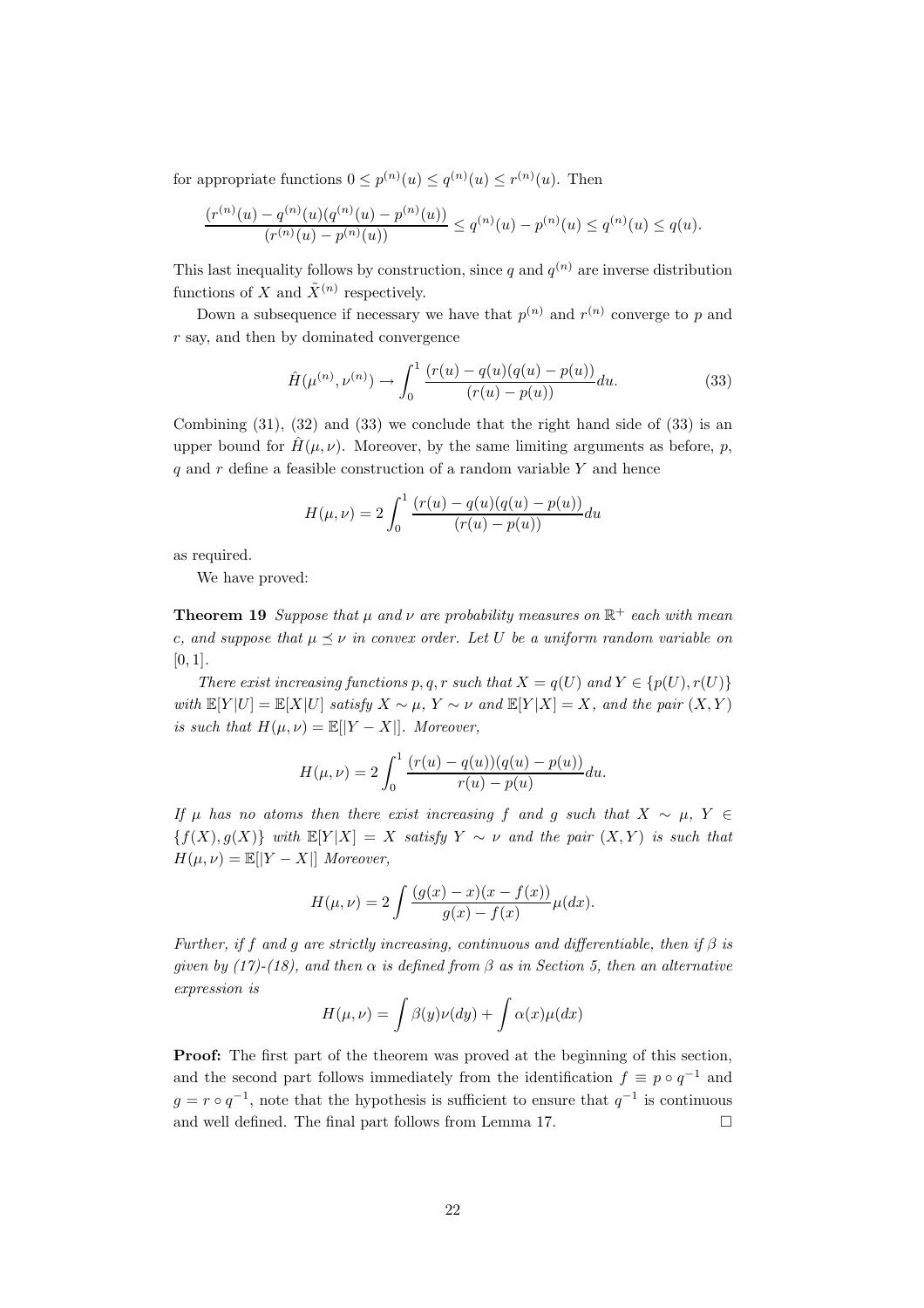for appropriate functions $0 \leq p^{(n)}(u) \leq q^{(n)}(u) \leq r^{(n)}(u)$. Then

$$\frac{(r^{(n)}(u) - q^{(n)}(u)(q^{(n)}(u) - p^{(n)}(u))}{(r^{(n)}(u) - p^{(n)}(u))} \leq q^{(n)}(u) - p^{(n)}(u) \leq q^{(n)}(u) \leq q(u).$$

This last inequality follows by construction, since $q$ and $q^{(n)}$ are inverse distribution functions of $X$ and $\tilde{X}^{(n)}$ respectively.

Down a subsequence if necessary we have that $p^{(n)}$ and $r^{(n)}$ converge to $p$ and $r$ say, and then by dominated convergence

$$\hat{H}(\mu^{(n)}, \nu^{(n)}) \to \int_0^1 \frac{(r(u) - q(u)(q(u) - p(u))}{(r(u) - p(u))} du. \tag{33}$$

Combining (31), (32) and (33) we conclude that the right hand side of (33) is an upper bound for $\hat{H}(\mu, \nu)$. Moreover, by the same limiting arguments as before, $p$, $q$ and $r$ define a feasible construction of a random variable $Y$ and hence

$$H(\mu, \nu) = 2 \int_0^1 \frac{(r(u) - q(u)(q(u) - p(u))}{(r(u) - p(u))} du$$

as required.

We have proved:

**Theorem 19** *Suppose that $\mu$ and $\nu$ are probability measures on $\mathbb{R}^+$ each with mean $c$, and suppose that $\mu \preceq \nu$ in convex order. Let $U$ be a uniform random variable on $[0, 1]$.*

*There exist increasing functions $p, q, r$ such that $X = q(U)$ and $Y \in \{p(U), r(U)\}$ with $\mathbb{E}[Y|U] = \mathbb{E}[X|U]$ satisfy $X \sim \mu$, $Y \sim \nu$ and $\mathbb{E}[Y|X] = X$, and the pair $(X, Y)$ is such that $H(\mu, \nu) = \mathbb{E}[|Y - X|]$. Moreover,*

$$H(\mu, \nu) = 2 \int_0^1 \frac{(r(u) - q(u))(q(u) - p(u))}{r(u) - p(u)} du.$$

*If $\mu$ has no atoms then there exist increasing $f$ and $g$ such that $X \sim \mu$, $Y \in \{f(X), g(X)\}$ with $\mathbb{E}[Y|X] = X$ satisfy $Y \sim \nu$ and the pair $(X, Y)$ is such that $H(\mu, \nu) = \mathbb{E}[|Y - X|]$ Moreover,*

$$H(\mu, \nu) = 2 \int \frac{(g(x) - x)(x - f(x))}{g(x) - f(x)} \mu(dx).$$

*Further, if $f$ and $g$ are strictly increasing, continuous and differentiable, then if $\beta$ is given by (17)-(18), and then $\alpha$ is defined from $\beta$ as in Section 5, then an alternative expression is*

$$H(\mu, \nu) = \int \beta(y) \nu(dy) + \int \alpha(x) \mu(dx)$$

**Proof:** The first part of the theorem was proved at the beginning of this section, and the second part follows immediately from the identification $f \equiv p \circ q^{-1}$ and $g = r \circ q^{-1}$, note that the hypothesis is sufficient to ensure that $q^{-1}$ is continuous and well defined. The final part follows from Lemma 17. □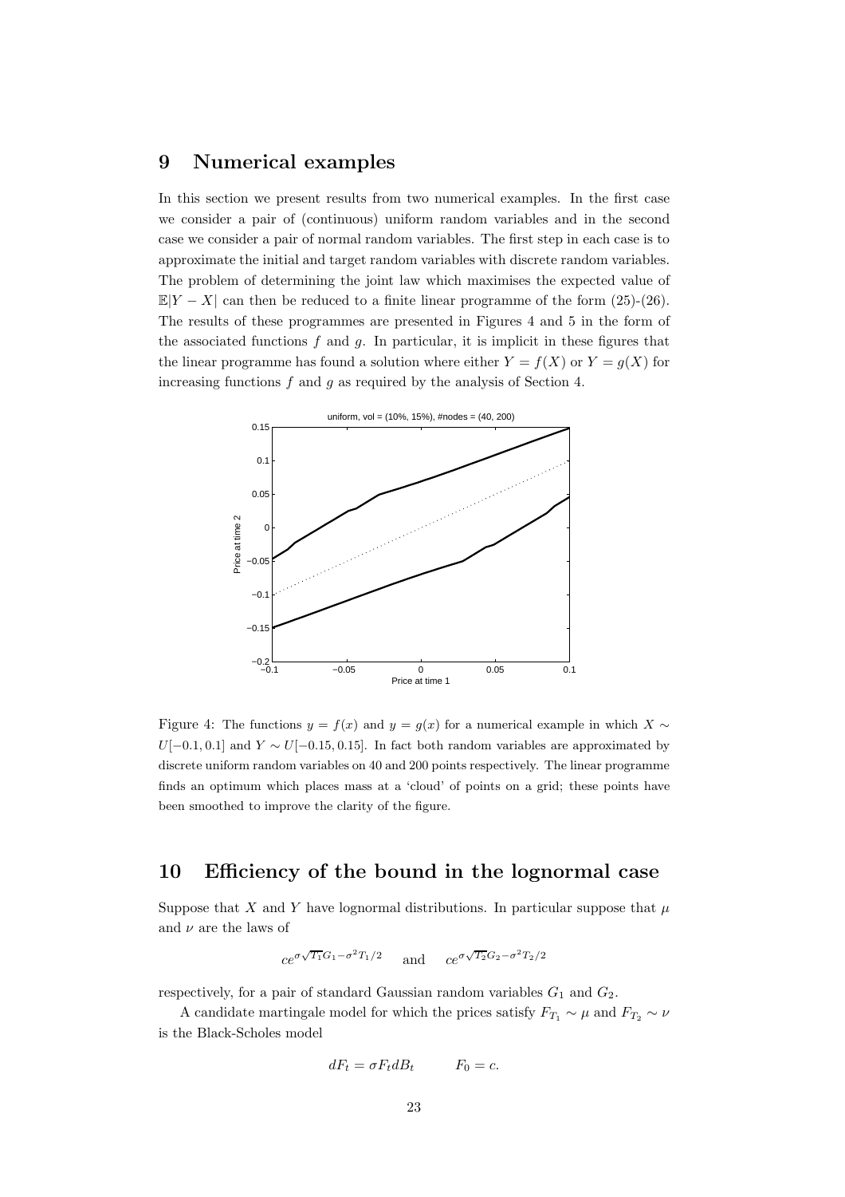## 9 Numerical examples

In this section we present results from two numerical examples. In the first case we consider a pair of (continuous) uniform random variables and in the second case we consider a pair of normal random variables. The first step in each case is to approximate the initial and target random variables with discrete random variables. The problem of determining the joint law which maximises the expected value of $\mathbb{E}|Y - X|$ can then be reduced to a finite linear programme of the form (25)-(26). The results of these programmes are presented in Figures 4 and 5 in the form of the associated functions $f$ and $g$. In particular, it is implicit in these figures that the linear programme has found a solution where either $Y = f(X)$ or $Y = g(X)$ for increasing functions $f$ and $g$ as required by the analysis of Section 4.

Figure 4: The functions $y = f(x)$ and $y = g(x)$ for a numerical example in which $X \sim U[-0.1, 0.1]$ and $Y \sim U[-0.15, 0.15]$. In fact both random variables are approximated by discrete uniform random variables on 40 and 200 points respectively. The linear programme finds an optimum which places mass at a 'cloud' of points on a grid; these points have been smoothed to improve the clarity of the figure.

## 10 Efficiency of the bound in the lognormal case

Suppose that $X$ and $Y$ have lognormal distributions. In particular suppose that $\mu$ and $\nu$ are the laws of

$$ce^{\sigma\sqrt{T_1}G_1 - \sigma^2 T_1/2} \quad \text{and} \quad ce^{\sigma\sqrt{T_2}G_2 - \sigma^2 T_2/2}$$

respectively, for a pair of standard Gaussian random variables $G_1$ and $G_2$.

A candidate martingale model for which the prices satisfy $F_{T_1} \sim \mu$ and $F_{T_2} \sim \nu$ is the Black-Scholes model

$$dF_t = \sigma F_t dB_t \qquad F_0 = c.$$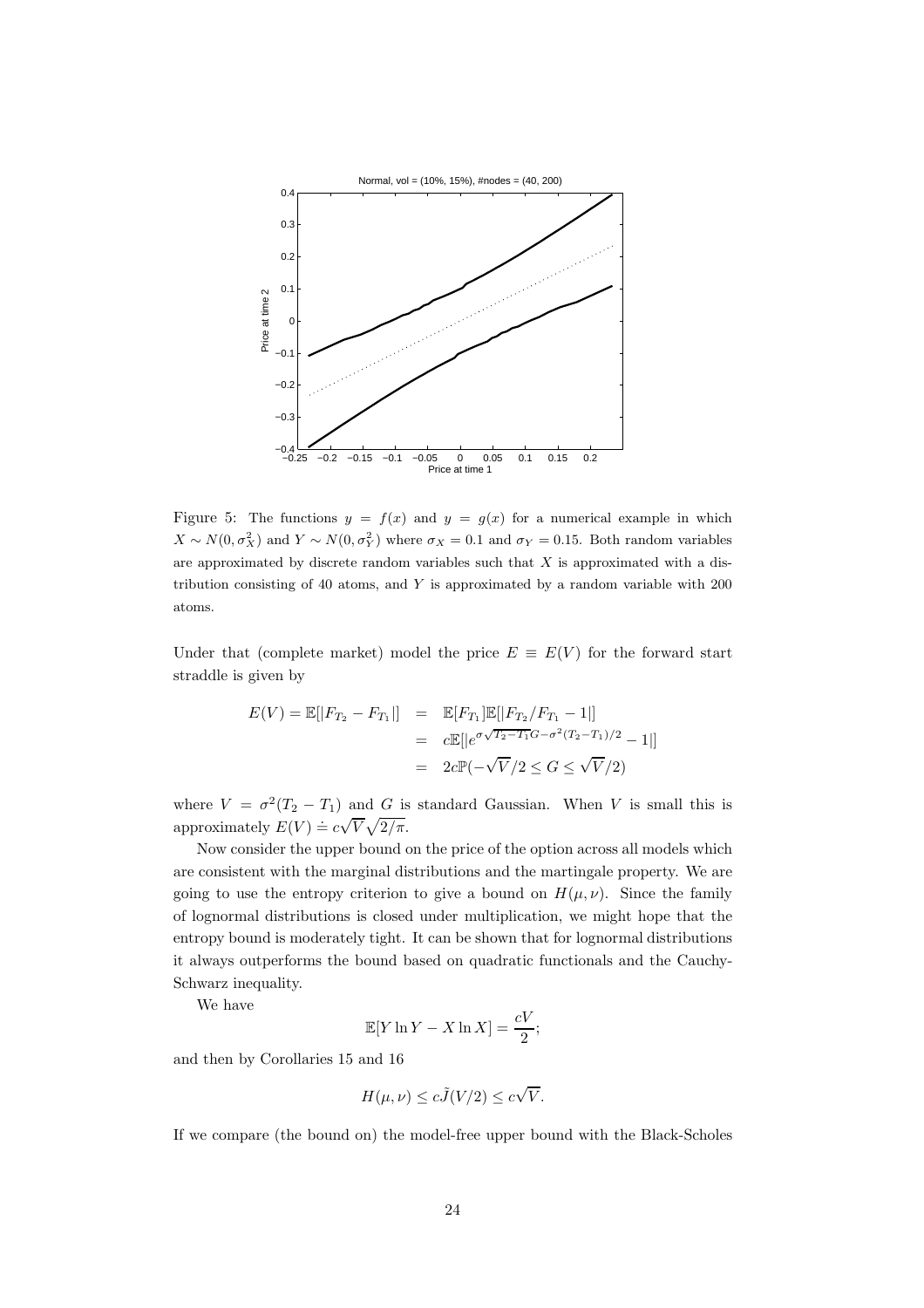Figure 5: The functions $y = f(x)$ and $y = g(x)$ for a numerical example in which $X \sim N(0, \sigma_X^2)$ and $Y \sim N(0, \sigma_Y^2)$ where $\sigma_X = 0.1$ and $\sigma_Y = 0.15$. Both random variables are approximated by discrete random variables such that $X$ is approximated with a distribution consisting of 40 atoms, and $Y$ is approximated by a random variable with 200 atoms.

Under that (complete market) model the price $E \equiv E(V)$ for the forward start straddle is given by

$$
\begin{aligned}
E(V) = \mathbb{E}[|F_{T_2} - F_{T_1}|] &= \mathbb{E}[F_{T_1}]\mathbb{E}[|F_{T_2}/F_{T_1} - 1|] \\
&= c\mathbb{E}[|e^{\sigma\sqrt{T_2 - T_1}G - \sigma^2(T_2-T_1)/2} - 1|] \\
&= 2c\mathbb{P}(-\sqrt{V}/2 \leq G \leq \sqrt{V}/2)
\end{aligned}
$$

where $V = \sigma^2(T_2 - T_1)$ and $G$ is standard Gaussian. When $V$ is small this is approximately $E(V) \doteq c\sqrt{V}\sqrt{2/\pi}$.

Now consider the upper bound on the price of the option across all models which are consistent with the marginal distributions and the martingale property. We are going to use the entropy criterion to give a bound on $H(\mu, \nu)$. Since the family of lognormal distributions is closed under multiplication, we might hope that the entropy bound is moderately tight. It can be shown that for lognormal distributions it always outperforms the bound based on quadratic functionals and the Cauchy-Schwarz inequality.

We have

$$
\mathbb{E}[Y \ln Y - X \ln X] = \frac{cV}{2};
$$

and then by Corollaries 15 and 16

$$
H(\mu, \nu) \leq c\tilde{J}(V/2) \leq c\sqrt{V}.
$$

If we compare (the bound on) the model-free upper bound with the Black-Scholes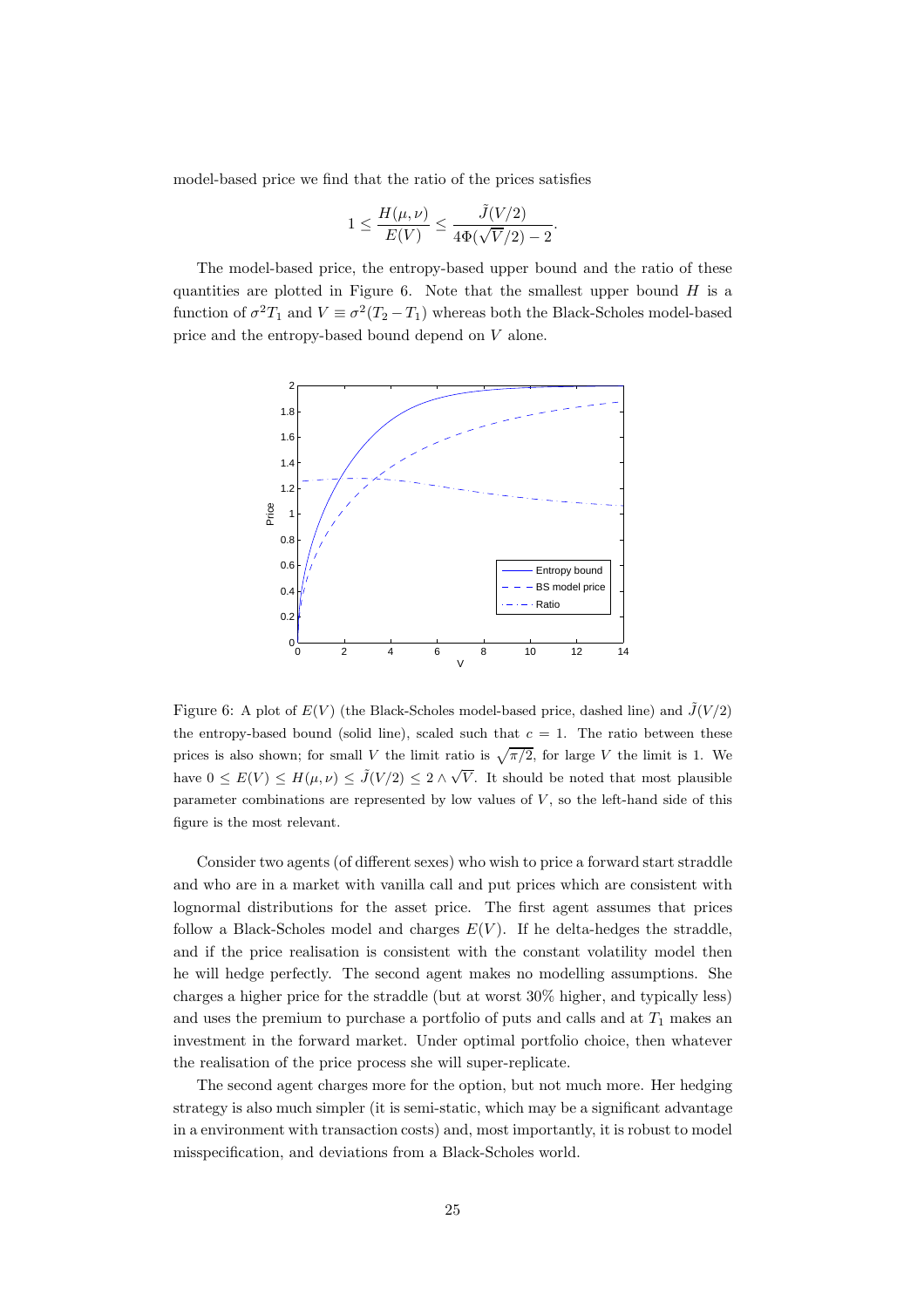model-based price we find that the ratio of the prices satisfies

$$1 \leq \frac{H(\mu, \nu)}{E(V)} \leq \frac{\tilde{J}(V/2)}{4\Phi(\sqrt{V}/2) - 2}.$$

The model-based price, the entropy-based upper bound and the ratio of these quantities are plotted in Figure 6. Note that the smallest upper bound $H$ is a function of $\sigma^2 T_1$ and $V \equiv \sigma^2(T_2 - T_1)$ whereas both the Black-Scholes model-based price and the entropy-based bound depend on $V$ alone.

Figure 6: A plot of $E(V)$ (the Black-Scholes model-based price, dashed line) and $\tilde{J}(V/2)$ the entropy-based bound (solid line), scaled such that $c = 1$. The ratio between these prices is also shown; for small $V$ the limit ratio is $\sqrt{\pi/2}$, for large $V$ the limit is 1. We have $0 \leq E(V) \leq H(\mu, \nu) \leq \tilde{J}(V/2) \leq 2 \wedge \sqrt{V}$. It should be noted that most plausible parameter combinations are represented by low values of $V$, so the left-hand side of this figure is the most relevant.

Consider two agents (of different sexes) who wish to price a forward start straddle and who are in a market with vanilla call and put prices which are consistent with lognormal distributions for the asset price. The first agent assumes that prices follow a Black-Scholes model and charges $E(V)$. If he delta-hedges the straddle, and if the price realisation is consistent with the constant volatility model then he will hedge perfectly. The second agent makes no modelling assumptions. She charges a higher price for the straddle (but at worst 30% higher, and typically less) and uses the premium to purchase a portfolio of puts and calls and at $T_1$ makes an investment in the forward market. Under optimal portfolio choice, then whatever the realisation of the price process she will super-replicate.

The second agent charges more for the option, but not much more. Her hedging strategy is also much simpler (it is semi-static, which may be a significant advantage in a environment with transaction costs) and, most importantly, it is robust to model misspecification, and deviations from a Black-Scholes world.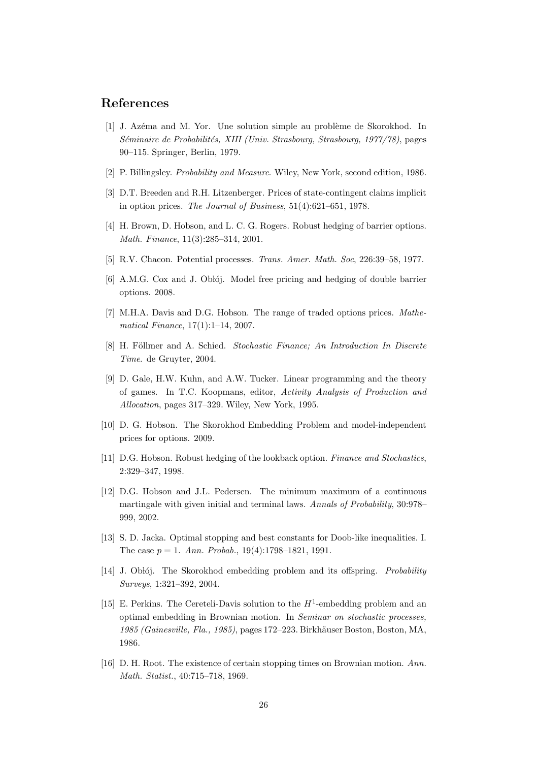## References

[1] J. Azéma and M. Yor. Une solution simple au problème de Skorokhod. In *Séminaire de Probabilités, XIII (Univ. Strasbourg, Strasbourg, 1977/78)*, pages 90–115. Springer, Berlin, 1979.

[2] P. Billingsley. *Probability and Measure*. Wiley, New York, second edition, 1986.

[3] D.T. Breeden and R.H. Litzenberger. Prices of state-contingent claims implicit in option prices. *The Journal of Business*, 51(4):621–651, 1978.

[4] H. Brown, D. Hobson, and L. C. G. Rogers. Robust hedging of barrier options. *Math. Finance*, 11(3):285–314, 2001.

[5] R.V. Chacon. Potential processes. *Trans. Amer. Math. Soc*, 226:39–58, 1977.

[6] A.M.G. Cox and J. Obłój. Model free pricing and hedging of double barrier options. 2008.

[7] M.H.A. Davis and D.G. Hobson. The range of traded options prices. *Mathematical Finance*, 17(1):1–14, 2007.

[8] H. Föllmer and A. Schied. *Stochastic Finance; An Introduction In Discrete Time*. de Gruyter, 2004.

[9] D. Gale, H.W. Kuhn, and A.W. Tucker. Linear programming and the theory of games. In T.C. Koopmans, editor, *Activity Analysis of Production and Allocation*, pages 317–329. Wiley, New York, 1995.

[10] D. G. Hobson. The Skorokhod Embedding Problem and model-independent prices for options. 2009.

[11] D.G. Hobson. Robust hedging of the lookback option. *Finance and Stochastics*, 2:329–347, 1998.

[12] D.G. Hobson and J.L. Pedersen. The minimum maximum of a continuous martingale with given initial and terminal laws. *Annals of Probability*, 30:978–999, 2002.

[13] S. D. Jacka. Optimal stopping and best constants for Doob-like inequalities. I. The case $p = 1$. *Ann. Probab.*, 19(4):1798–1821, 1991.

[14] J. Obłój. The Skorokhod embedding problem and its offspring. *Probability Surveys*, 1:321–392, 2004.

[15] E. Perkins. The Cereteli-Davis solution to the $H^1$-embedding problem and an optimal embedding in Brownian motion. In *Seminar on stochastic processes, 1985 (Gainesville, Fla., 1985)*, pages 172–223. Birkhäuser Boston, Boston, MA, 1986.

[16] D. H. Root. The existence of certain stopping times on Brownian motion. *Ann. Math. Statist.*, 40:715–718, 1969.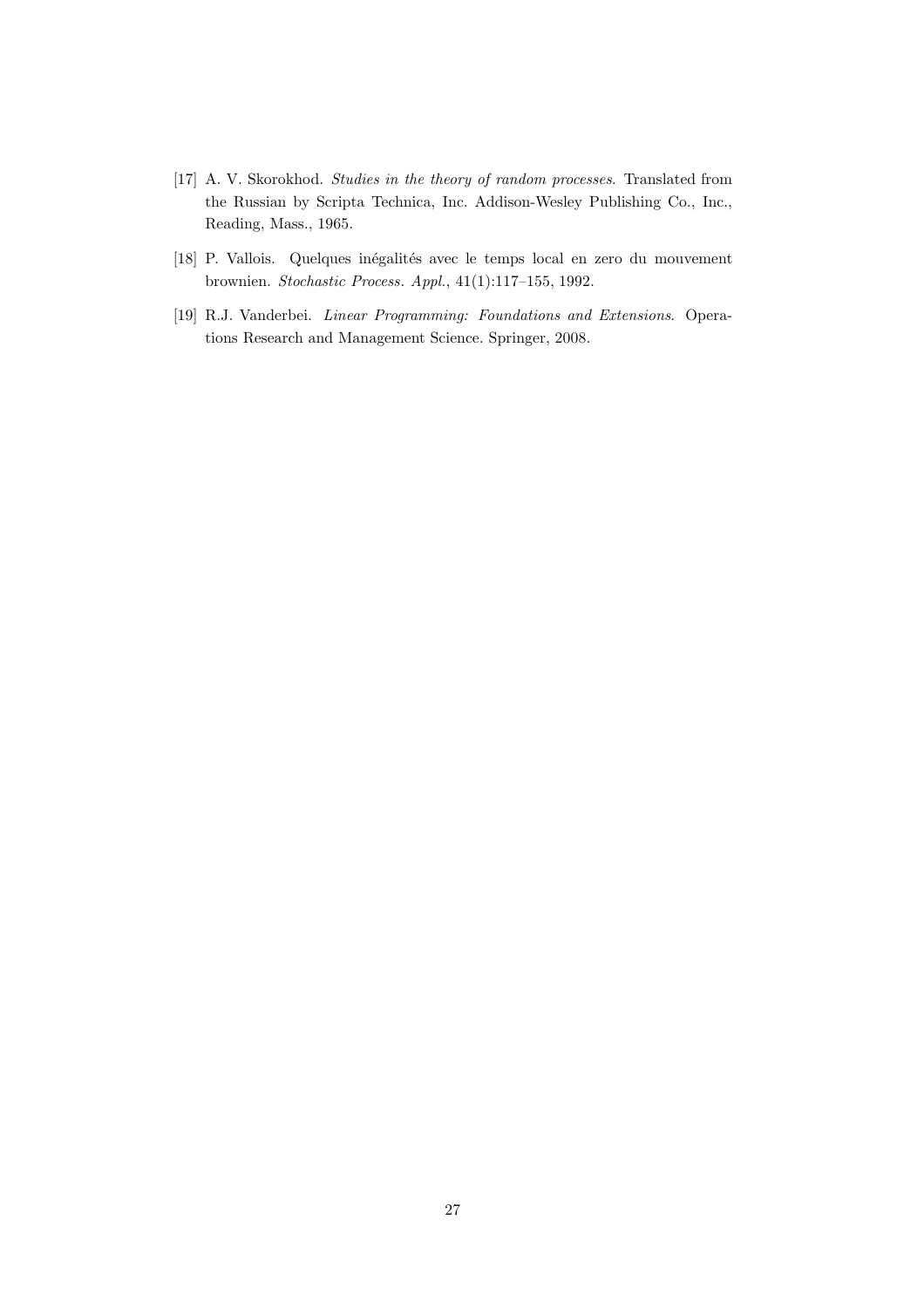[17] A. V. Skorokhod. *Studies in the theory of random processes*. Translated from the Russian by Scripta Technica, Inc. Addison-Wesley Publishing Co., Inc., Reading, Mass., 1965.

[18] P. Vallois. Quelques inégalités avec le temps local en zero du mouvement brownien. *Stochastic Process. Appl.*, 41(1):117–155, 1992.

[19] R.J. Vanderbei. *Linear Programming: Foundations and Extensions*. Operations Research and Management Science. Springer, 2008.